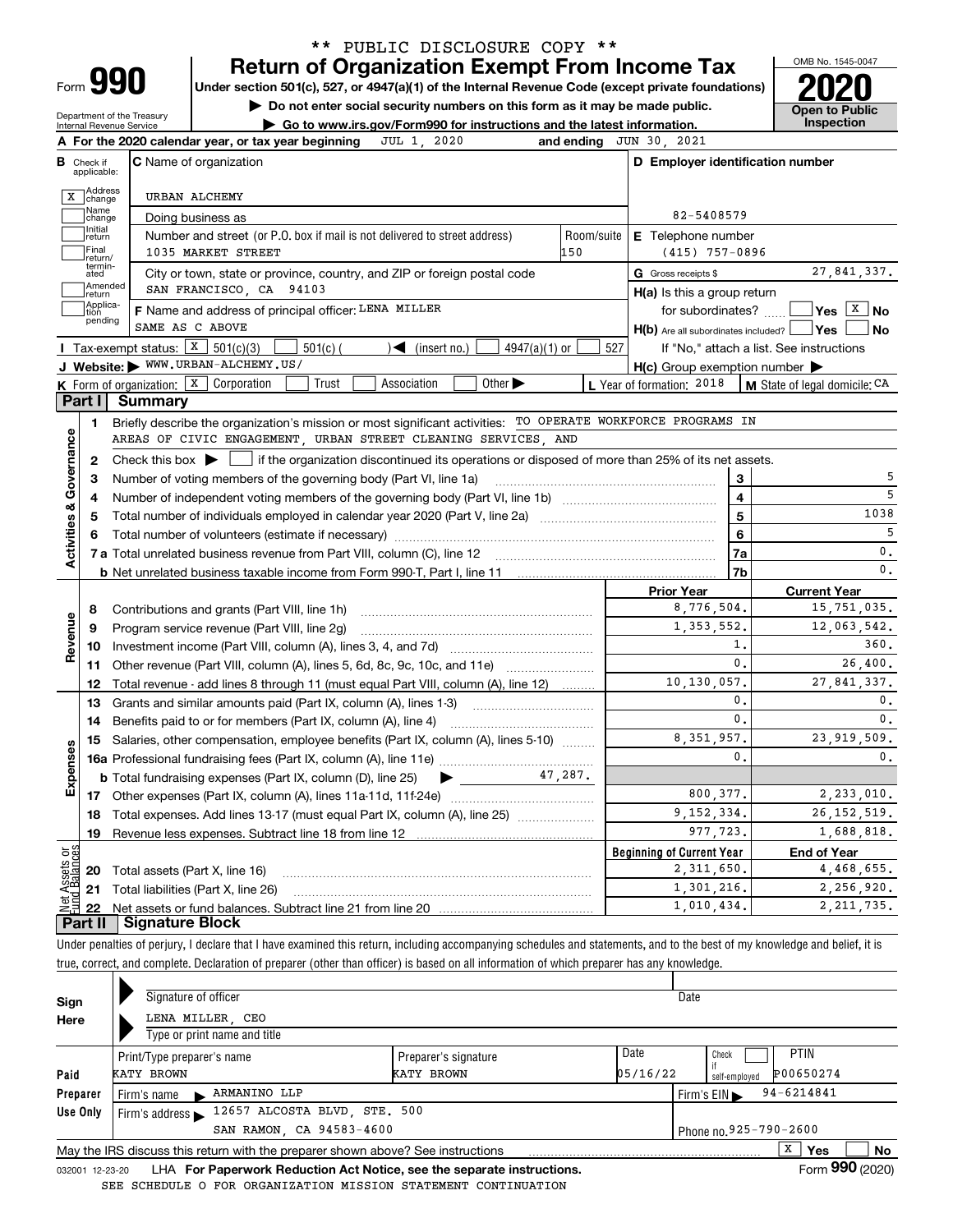\*\* PUBLIC DISCLOSURE COPY \*\*

# Form 990 — Return of Organization Exempt From Income Tax

**Under section 501(c), 527, or 4947(a)(1) of the Internal Revenue Code (except private foundations)**

▶ Do not enter social security numbers on this form as it may be made public.

▶ Go to www.irs.gov/Form990 for instructions and the latest information.

Department of the Treasury
Internal Revenue Service

OMB No. 1545-0047

**2020**

**Open to Public Inspection**

**A** For the 2020 calendar year, or tax year beginning JUL 1, 2020 and ending JUN 30, 2021

**B** Check if applicable:
- [X] Address change
- [ ] Name change
- [ ] Initial return
- [ ] Final return/terminated
- [ ] Amended return
- [ ] Application pending

**C** Name of organization: URBAN ALCHEMY

Doing business as

Number and street (or P.O. box if mail is not delivered to street address): 1035 MARKET STREET — Room/suite: 150

City or town, state or province, country, and ZIP or foreign postal code: SAN FRANCISCO, CA 94103

**F** Name and address of principal officer: LENA MILLER
SAME AS C ABOVE

**D** Employer identification number: 82-5408579

**E** Telephone number: (415) 757-0896

**G** Gross receipts $ 27,841,337.

**H(a)** Is this a group return for subordinates? [ ] Yes [X] No

**H(b)** Are all subordinates included? [ ] Yes [ ] No
If "No," attach a list. See instructions

**H(c)** Group exemption number ▶

**I** Tax-exempt status: [X] 501(c)(3) [ ] 501(c) ( ) ◀ (insert no.) [ ] 4947(a)(1) or [ ] 527

**J** Website: ▶ WWW.URBAN-ALCHEMY.US/

**K** Form of organization: [X] Corporation [ ] Trust [ ] Association [ ] Other ▶

**L** Year of formation: 2018 **M** State of legal domicile: CA

## Part I Summary

**Activities & Governance**

1. Briefly describe the organization's mission or most significant activities: TO OPERATE WORKFORCE PROGRAMS IN AREAS OF CIVIC ENGAGEMENT, URBAN STREET CLEANING SERVICES, AND
2. Check this box ▶ [ ] if the organization discontinued its operations or disposed of more than 25% of its net assets.

| Line | Description | | Value |
|---|---|---|---|
| 3 | Number of voting members of the governing body (Part VI, line 1a) | 3 | 5 |
| 4 | Number of independent voting members of the governing body (Part VI, line 1b) | 4 | 5 |
| 5 | Total number of individuals employed in calendar year 2020 (Part V, line 2a) | 5 | 1038 |
| 6 | Total number of volunteers (estimate if necessary) | 6 | 5 |
| 7a | Total unrelated business revenue from Part VIII, column (C), line 12 | 7a | 0. |
| 7b | Net unrelated business taxable income from Form 990-T, Part I, line 11 | 7b | 0. |

| Line | Description | Prior Year | Current Year |
|---|---|---|---|
| **Revenue** | | | |
| 8 | Contributions and grants (Part VIII, line 1h) | 8,776,504. | 15,751,035. |
| 9 | Program service revenue (Part VIII, line 2g) | 1,353,552. | 12,063,542. |
| 10 | Investment income (Part VIII, column (A), lines 3, 4, and 7d) | 1. | 360. |
| 11 | Other revenue (Part VIII, column (A), lines 5, 6d, 8c, 9c, 10c, and 11e) | 0. | 26,400. |
| 12 | Total revenue - add lines 8 through 11 (must equal Part VIII, column (A), line 12) | 10,130,057. | 27,841,337. |
| **Expenses** | | | |
| 13 | Grants and similar amounts paid (Part IX, column (A), lines 1-3) | 0. | 0. |
| 14 | Benefits paid to or for members (Part IX, column (A), line 4) | 0. | 0. |
| 15 | Salaries, other compensation, employee benefits (Part IX, column (A), lines 5-10) | 8,351,957. | 23,919,509. |
| 16a | Professional fundraising fees (Part IX, column (A), line 11e) | 0. | 0. |
| b | Total fundraising expenses (Part IX, column (D), line 25) ▶ 47,287. | | |
| 17 | Other expenses (Part IX, column (A), lines 11a-11d, 11f-24e) | 800,377. | 2,233,010. |
| 18 | Total expenses. Add lines 13-17 (must equal Part IX, column (A), line 25) | 9,152,334. | 26,152,519. |
| 19 | Revenue less expenses. Subtract line 18 from line 12 | 977,723. | 1,688,818. |

| Line | Net Assets or Fund Balances | Beginning of Current Year | End of Year |
|---|---|---|---|
| 20 | Total assets (Part X, line 16) | 2,311,650. | 4,468,655. |
| 21 | Total liabilities (Part X, line 26) | 1,301,216. | 2,256,920. |
| 22 | Net assets or fund balances. Subtract line 21 from line 20 | 1,010,434. | 2,211,735. |

## Part II Signature Block

Under penalties of perjury, I declare that I have examined this return, including accompanying schedules and statements, and to the best of my knowledge and belief, it is true, correct, and complete. Declaration of preparer (other than officer) is based on all information of which preparer has any knowledge.

**Sign Here**

Signature of officer — Date

LENA MILLER, CEO
Type or print name and title

**Paid Preparer Use Only**

| Print/Type preparer's name | Preparer's signature | Date | Check [ ] if self-employed | PTIN |
|---|---|---|---|---|
| KATY BROWN | KATY BROWN | 05/16/22 | | P00650274 |

Firm's name ▶ ARMANINO LLP — Firm's EIN ▶ 94-6214841

Firm's address ▶ 12657 ALCOSTA BLVD, STE. 500, SAN RAMON, CA 94583-4600 — Phone no. 925-790-2600

May the IRS discuss this return with the preparer shown above? See instructions [X] Yes [ ] No

032001 12-23-20 LHA For Paperwork Reduction Act Notice, see the separate instructions. Form **990** (2020)

SEE SCHEDULE O FOR ORGANIZATION MISSION STATEMENT CONTINUATION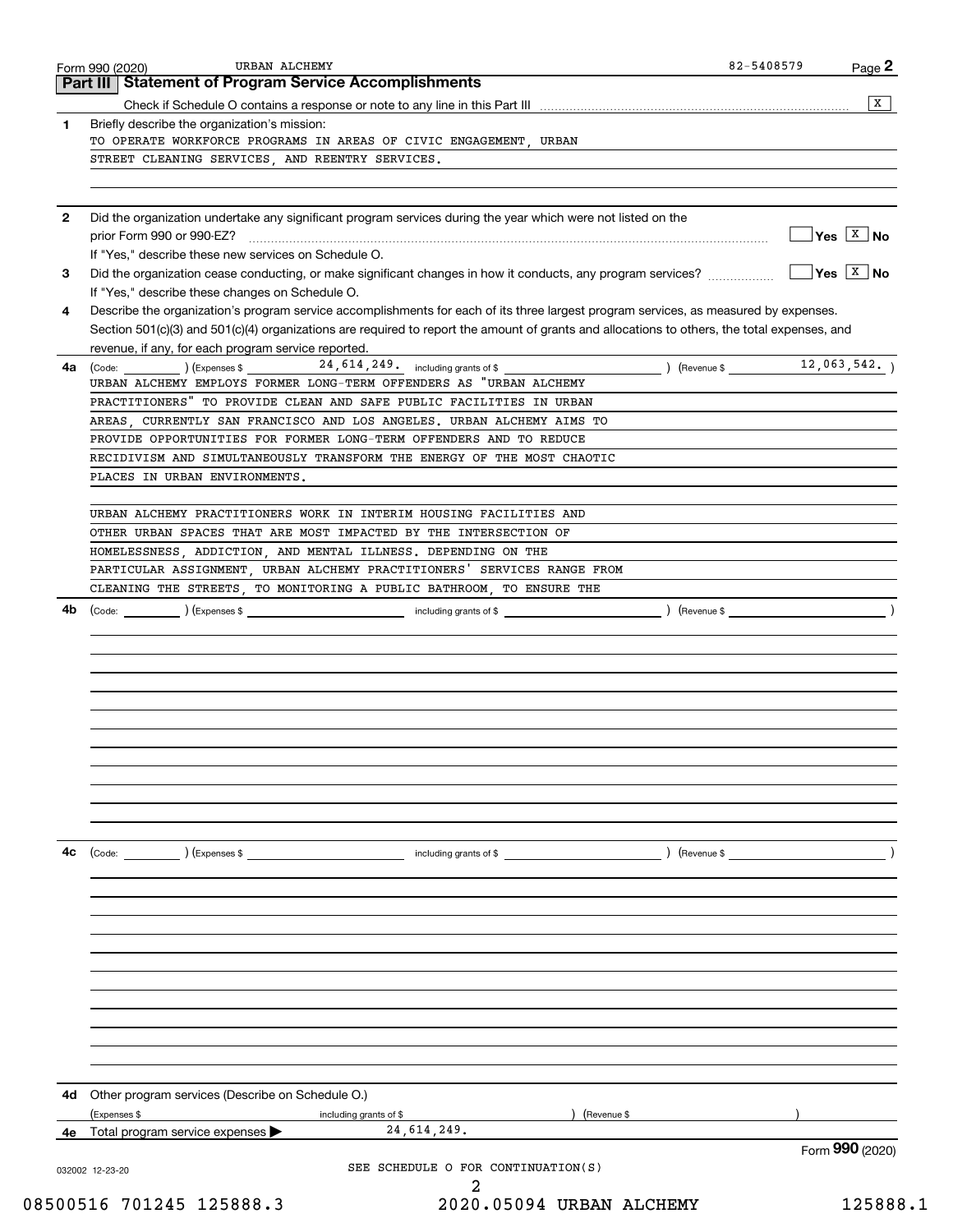Form 990 (2020) URBAN ALCHEMY 82-5408579

## Part III Statement of Program Service Accomplishments

Check if Schedule O contains a response or note to any line in this Part III [X]

**1** Briefly describe the organization's mission:

TO OPERATE WORKFORCE PROGRAMS IN AREAS OF CIVIC ENGAGEMENT, URBAN STREET CLEANING SERVICES, AND REENTRY SERVICES.

**2** Did the organization undertake any significant program services during the year which were not listed on the prior Form 990 or 990-EZ? [ ] Yes [X] No

If "Yes," describe these new services on Schedule O.

**3** Did the organization cease conducting, or make significant changes in how it conducts, any program services? [ ] Yes [X] No

If "Yes," describe these changes on Schedule O.

**4** Describe the organization's program service accomplishments for each of its three largest program services, as measured by expenses. Section 501(c)(3) and 501(c)(4) organizations are required to report the amount of grants and allocations to others, the total expenses, and revenue, if any, for each program service reported.

**4a** (Code: ) (Expenses $ 24,614,249. including grants of $ ) (Revenue $ 12,063,542. )

URBAN ALCHEMY EMPLOYS FORMER LONG-TERM OFFENDERS AS "URBAN ALCHEMY PRACTITIONERS" TO PROVIDE CLEAN AND SAFE PUBLIC FACILITIES IN URBAN AREAS, CURRENTLY SAN FRANCISCO AND LOS ANGELES. URBAN ALCHEMY AIMS TO PROVIDE OPPORTUNITIES FOR FORMER LONG-TERM OFFENDERS AND TO REDUCE RECIDIVISM AND SIMULTANEOUSLY TRANSFORM THE ENERGY OF THE MOST CHAOTIC PLACES IN URBAN ENVIRONMENTS.

URBAN ALCHEMY PRACTITIONERS WORK IN INTERIM HOUSING FACILITIES AND OTHER URBAN SPACES THAT ARE MOST IMPACTED BY THE INTERSECTION OF HOMELESSNESS, ADDICTION, AND MENTAL ILLNESS. DEPENDING ON THE PARTICULAR ASSIGNMENT, URBAN ALCHEMY PRACTITIONERS' SERVICES RANGE FROM CLEANING THE STREETS, TO MONITORING A PUBLIC BATHROOM, TO ENSURE THE

**4b** (Code: ) (Expenses $ including grants of $ ) (Revenue $ )

**4c** (Code: ) (Expenses $ including grants of $ ) (Revenue $ )

**4d** Other program services (Describe on Schedule O.)

(Expenses $ including grants of $ ) (Revenue $ )

**4e** Total program service expenses ▶ 24,614,249.

Form **990** (2020)

032002 12-23-20

SEE SCHEDULE O FOR CONTINUATION(S)

08500516 701245 125888.3 2020.05094 URBAN ALCHEMY 125888.1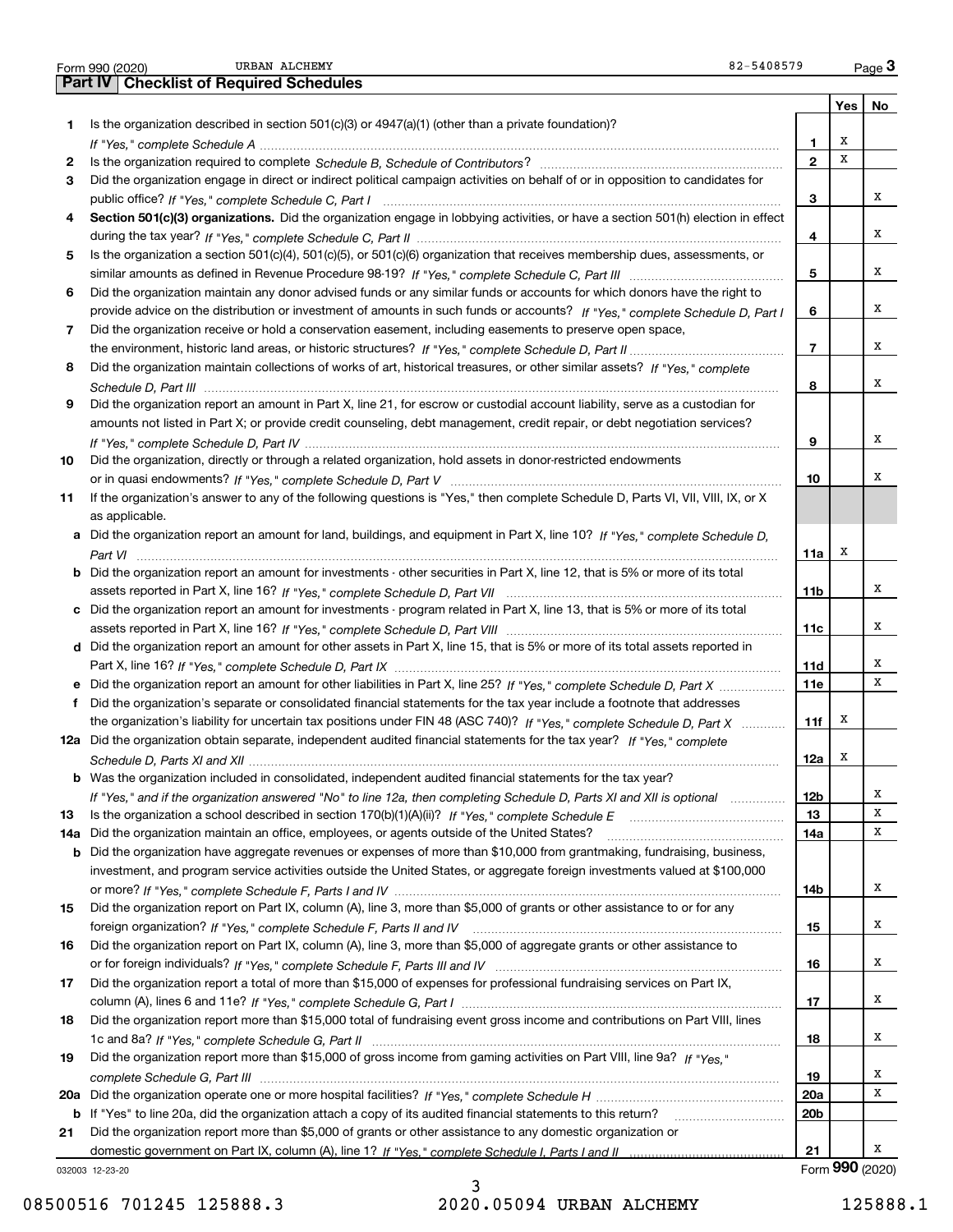Form 990 (2020) URBAN ALCHEMY 82-5408579 Page **3**

## Part IV Checklist of Required Schedules

| | | | Yes | No |
|---|---|---|---|---|
| **1** | Is the organization described in section 501(c)(3) or 4947(a)(1) (other than a private foundation)? *If "Yes," complete Schedule A* | **1** | X | |
| **2** | Is the organization required to complete *Schedule B, Schedule of Contributors*? | **2** | X | |
| **3** | Did the organization engage in direct or indirect political campaign activities on behalf of or in opposition to candidates for public office? *If "Yes," complete Schedule C, Part I* | **3** | | X |
| **4** | **Section 501(c)(3) organizations.** Did the organization engage in lobbying activities, or have a section 501(h) election in effect during the tax year? *If "Yes," complete Schedule C, Part II* | **4** | | X |
| **5** | Is the organization a section 501(c)(4), 501(c)(5), or 501(c)(6) organization that receives membership dues, assessments, or similar amounts as defined in Revenue Procedure 98-19? *If "Yes," complete Schedule C, Part III* | **5** | | X |
| **6** | Did the organization maintain any donor advised funds or any similar funds or accounts for which donors have the right to provide advice on the distribution or investment of amounts in such funds or accounts? *If "Yes," complete Schedule D, Part I* | **6** | | X |
| **7** | Did the organization receive or hold a conservation easement, including easements to preserve open space, the environment, historic land areas, or historic structures? *If "Yes," complete Schedule D, Part II* | **7** | | X |
| **8** | Did the organization maintain collections of works of art, historical treasures, or other similar assets? *If "Yes," complete Schedule D, Part III* | **8** | | X |
| **9** | Did the organization report an amount in Part X, line 21, for escrow or custodial account liability, serve as a custodian for amounts not listed in Part X; or provide credit counseling, debt management, credit repair, or debt negotiation services? *If "Yes," complete Schedule D, Part IV* | **9** | | X |
| **10** | Did the organization, directly or through a related organization, hold assets in donor-restricted endowments or in quasi endowments? *If "Yes," complete Schedule D, Part V* | **10** | | X |
| **11** | If the organization's answer to any of the following questions is "Yes," then complete Schedule D, Parts VI, VII, VIII, IX, or X as applicable. | | | |
| **a** | Did the organization report an amount for land, buildings, and equipment in Part X, line 10? *If "Yes," complete Schedule D, Part VI* | **11a** | X | |
| **b** | Did the organization report an amount for investments - other securities in Part X, line 12, that is 5% or more of its total assets reported in Part X, line 16? *If "Yes," complete Schedule D, Part VII* | **11b** | | X |
| **c** | Did the organization report an amount for investments - program related in Part X, line 13, that is 5% or more of its total assets reported in Part X, line 16? *If "Yes," complete Schedule D, Part VIII* | **11c** | | X |
| **d** | Did the organization report an amount for other assets in Part X, line 15, that is 5% or more of its total assets reported in Part X, line 16? *If "Yes," complete Schedule D, Part IX* | **11d** | | X |
| **e** | Did the organization report an amount for other liabilities in Part X, line 25? *If "Yes," complete Schedule D, Part X* | **11e** | | X |
| **f** | Did the organization's separate or consolidated financial statements for the tax year include a footnote that addresses the organization's liability for uncertain tax positions under FIN 48 (ASC 740)? *If "Yes," complete Schedule D, Part X* | **11f** | X | |
| **12a** | Did the organization obtain separate, independent audited financial statements for the tax year? *If "Yes," complete Schedule D, Parts XI and XII* | **12a** | X | |
| **b** | Was the organization included in consolidated, independent audited financial statements for the tax year? *If "Yes," and if the organization answered "No" to line 12a, then completing Schedule D, Parts XI and XII is optional* | **12b** | | X |
| **13** | Is the organization a school described in section 170(b)(1)(A)(ii)? *If "Yes," complete Schedule E* | **13** | | X |
| **14a** | Did the organization maintain an office, employees, or agents outside of the United States? | **14a** | | X |
| **b** | Did the organization have aggregate revenues or expenses of more than $10,000 from grantmaking, fundraising, business, investment, and program service activities outside the United States, or aggregate foreign investments valued at $100,000 or more? *If "Yes," complete Schedule F, Parts I and IV* | **14b** | | X |
| **15** | Did the organization report on Part IX, column (A), line 3, more than $5,000 of grants or other assistance to or for any foreign organization? *If "Yes," complete Schedule F, Parts II and IV* | **15** | | X |
| **16** | Did the organization report on Part IX, column (A), line 3, more than $5,000 of aggregate grants or other assistance to or for foreign individuals? *If "Yes," complete Schedule F, Parts III and IV* | **16** | | X |
| **17** | Did the organization report a total of more than $15,000 of expenses for professional fundraising services on Part IX, column (A), lines 6 and 11e? *If "Yes," complete Schedule G, Part I* | **17** | | X |
| **18** | Did the organization report more than $15,000 total of fundraising event gross income and contributions on Part VIII, lines 1c and 8a? *If "Yes," complete Schedule G, Part II* | **18** | | X |
| **19** | Did the organization report more than $15,000 of gross income from gaming activities on Part VIII, line 9a? *If "Yes," complete Schedule G, Part III* | **19** | | X |
| **20a** | Did the organization operate one or more hospital facilities? *If "Yes," complete Schedule H* | **20a** | | X |
| **b** | If "Yes" to line 20a, did the organization attach a copy of its audited financial statements to this return? | **20b** | | |
| **21** | Did the organization report more than $5,000 of grants or other assistance to any domestic organization or domestic government on Part IX, column (A), line 1? *If "Yes," complete Schedule I, Parts I and II* | **21** | | X |

032003 12-23-20 Form **990** (2020)

08500516 701245 125888.3 2020.05094 URBAN ALCHEMY 125888.1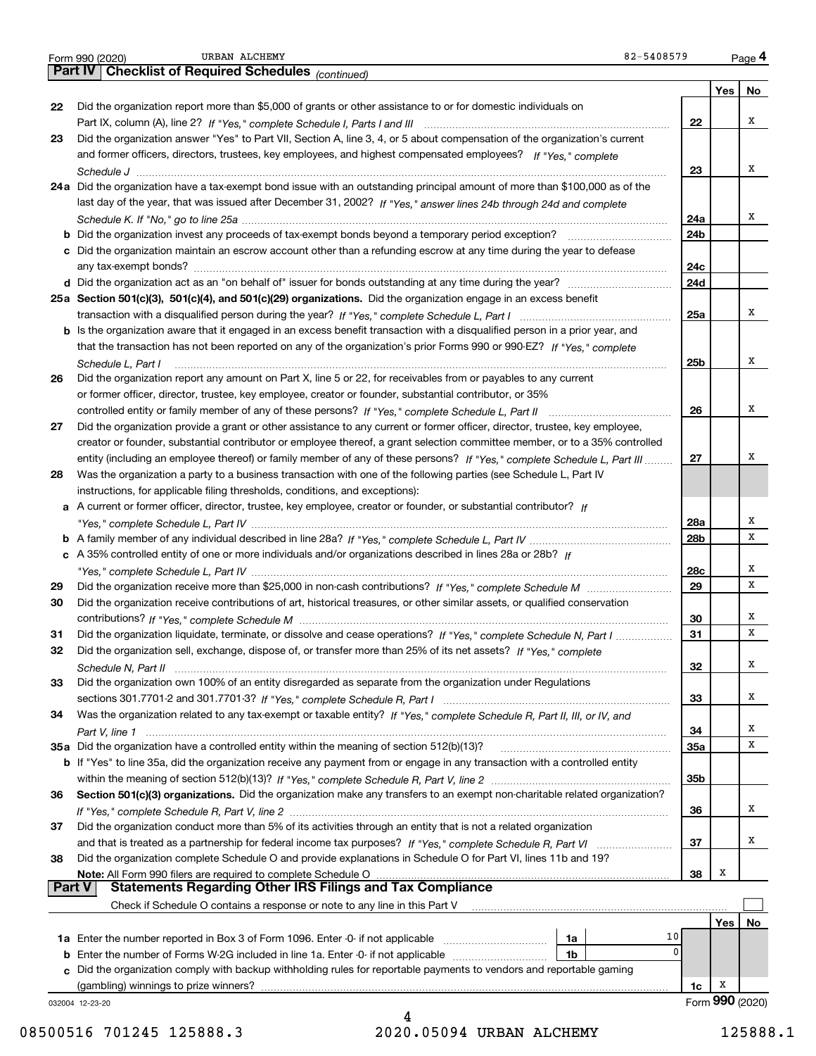Form 990 (2020) URBAN ALCHEMY 82-5408579 Page **4**

## Part IV Checklist of Required Schedules *(continued)*

| | | | Yes | No |
|---|---|---|---|---|
| **22** | Did the organization report more than $5,000 of grants or other assistance to or for domestic individuals on Part IX, column (A), line 2? *If "Yes," complete Schedule I, Parts I and III* | **22** | | X |
| **23** | Did the organization answer "Yes" to Part VII, Section A, line 3, 4, or 5 about compensation of the organization's current and former officers, directors, trustees, key employees, and highest compensated employees? *If "Yes," complete Schedule J* | **23** | | X |
| **24a** | Did the organization have a tax-exempt bond issue with an outstanding principal amount of more than $100,000 as of the last day of the year, that was issued after December 31, 2002? *If "Yes," answer lines 24b through 24d and complete Schedule K. If "No," go to line 25a* | **24a** | | X |
| **b** | Did the organization invest any proceeds of tax-exempt bonds beyond a temporary period exception? | **24b** | | |
| **c** | Did the organization maintain an escrow account other than a refunding escrow at any time during the year to defease any tax-exempt bonds? | **24c** | | |
| **d** | Did the organization act as an "on behalf of" issuer for bonds outstanding at any time during the year? | **24d** | | |
| **25a** | **Section 501(c)(3), 501(c)(4), and 501(c)(29) organizations.** Did the organization engage in an excess benefit transaction with a disqualified person during the year? *If "Yes," complete Schedule L, Part I* | **25a** | | X |
| **b** | Is the organization aware that it engaged in an excess benefit transaction with a disqualified person in a prior year, and that the transaction has not been reported on any of the organization's prior Forms 990 or 990-EZ? *If "Yes," complete Schedule L, Part I* | **25b** | | X |
| **26** | Did the organization report any amount on Part X, line 5 or 22, for receivables from or payables to any current or former officer, director, trustee, key employee, creator or founder, substantial contributor, or 35% controlled entity or family member of any of these persons? *If "Yes," complete Schedule L, Part II* | **26** | | X |
| **27** | Did the organization provide a grant or other assistance to any current or former officer, director, trustee, key employee, creator or founder, substantial contributor or employee thereof, a grant selection committee member, or to a 35% controlled entity (including an employee thereof) or family member of any of these persons? *If "Yes," complete Schedule L, Part III* | **27** | | X |
| **28** | Was the organization a party to a business transaction with one of the following parties (see Schedule L, Part IV instructions, for applicable filing thresholds, conditions, and exceptions): | | | |
| **a** | A current or former officer, director, trustee, key employee, creator or founder, or substantial contributor? *If "Yes," complete Schedule L, Part IV* | **28a** | | X |
| **b** | A family member of any individual described in line 28a? *If "Yes," complete Schedule L, Part IV* | **28b** | | X |
| **c** | A 35% controlled entity of one or more individuals and/or organizations described in lines 28a or 28b? *If "Yes," complete Schedule L, Part IV* | **28c** | | X |
| **29** | Did the organization receive more than $25,000 in non-cash contributions? *If "Yes," complete Schedule M* | **29** | | X |
| **30** | Did the organization receive contributions of art, historical treasures, or other similar assets, or qualified conservation contributions? *If "Yes," complete Schedule M* | **30** | | X |
| **31** | Did the organization liquidate, terminate, or dissolve and cease operations? *If "Yes," complete Schedule N, Part I* | **31** | | X |
| **32** | Did the organization sell, exchange, dispose of, or transfer more than 25% of its net assets? *If "Yes," complete Schedule N, Part II* | **32** | | X |
| **33** | Did the organization own 100% of an entity disregarded as separate from the organization under Regulations sections 301.7701-2 and 301.7701-3? *If "Yes," complete Schedule R, Part I* | **33** | | X |
| **34** | Was the organization related to any tax-exempt or taxable entity? *If "Yes," complete Schedule R, Part II, III, or IV, and Part V, line 1* | **34** | | X |
| **35a** | Did the organization have a controlled entity within the meaning of section 512(b)(13)? | **35a** | | X |
| **b** | If "Yes" to line 35a, did the organization receive any payment from or engage in any transaction with a controlled entity within the meaning of section 512(b)(13)? *If "Yes," complete Schedule R, Part V, line 2* | **35b** | | |
| **36** | **Section 501(c)(3) organizations.** Did the organization make any transfers to an exempt non-charitable related organization? *If "Yes," complete Schedule R, Part V, line 2* | **36** | | X |
| **37** | Did the organization conduct more than 5% of its activities through an entity that is not a related organization and that is treated as a partnership for federal income tax purposes? *If "Yes," complete Schedule R, Part VI* | **37** | | X |
| **38** | Did the organization complete Schedule O and provide explanations in Schedule O for Part VI, lines 11b and 19? **Note:** All Form 990 filers are required to complete Schedule O | **38** | X | |

## Part V Statements Regarding Other IRS Filings and Tax Compliance

Check if Schedule O contains a response or note to any line in this Part V ☐

| | | | | | Yes | No |
|---|---|---|---|---|---|---|
| **1a** | Enter the number reported in Box 3 of Form 1096. Enter -0- if not applicable | **1a** | 10 | | | |
| **b** | Enter the number of Forms W-2G included in line 1a. Enter -0- if not applicable | **1b** | 0 | | | |
| **c** | Did the organization comply with backup withholding rules for reportable payments to vendors and reportable gaming (gambling) winnings to prize winners? | | | **1c** | X | |

032004 12-23-20 Form **990** (2020)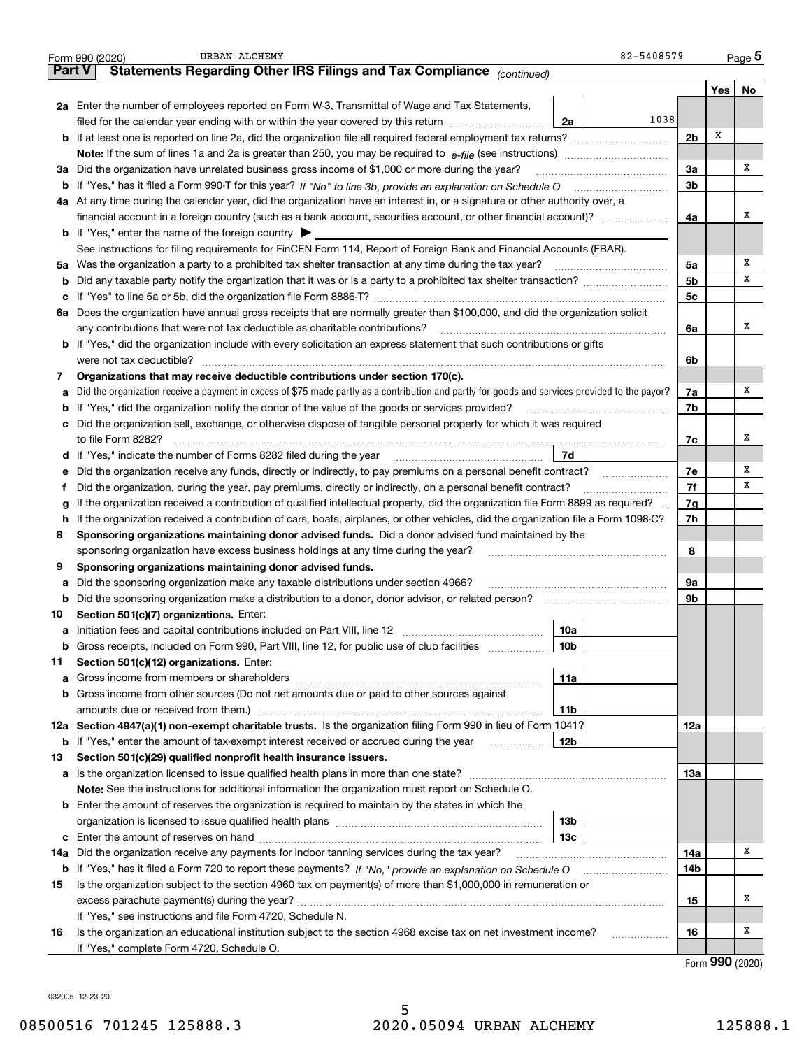Form 990 (2020) URBAN ALCHEMY 82-5408579 Page 5

**Part V Statements Regarding Other IRS Filings and Tax Compliance** *(continued)*

| | | | | Yes | No |
|---|---|---|---|---|---|
| **2a** | Enter the number of employees reported on Form W-3, Transmittal of Wage and Tax Statements, filed for the calendar year ending with or within the year covered by this return | 2a | 1038 | | |
| **b** | If at least one is reported on line 2a, did the organization file all required federal employment tax returns? | | 2b | X | |
| | **Note:** If the sum of lines 1a and 2a is greater than 250, you may be required to *e-file* (see instructions) | | | | |
| **3a** | Did the organization have unrelated business gross income of $1,000 or more during the year? | | 3a | | X |
| **b** | If "Yes," has it filed a Form 990-T for this year? *If "No" to line 3b, provide an explanation on Schedule O* | | 3b | | |
| **4a** | At any time during the calendar year, did the organization have an interest in, or a signature or other authority over, a financial account in a foreign country (such as a bank account, securities account, or other financial account)? | | 4a | | X |
| **b** | If "Yes," enter the name of the foreign country ▶ | | | | |
| | See instructions for filing requirements for FinCEN Form 114, Report of Foreign Bank and Financial Accounts (FBAR). | | | | |
| **5a** | Was the organization a party to a prohibited tax shelter transaction at any time during the tax year? | | 5a | | X |
| **b** | Did any taxable party notify the organization that it was or is a party to a prohibited tax shelter transaction? | | 5b | | X |
| **c** | If "Yes" to line 5a or 5b, did the organization file Form 8886-T? | | 5c | | |
| **6a** | Does the organization have annual gross receipts that are normally greater than $100,000, and did the organization solicit any contributions that were not tax deductible as charitable contributions? | | 6a | | X |
| **b** | If "Yes," did the organization include with every solicitation an express statement that such contributions or gifts were not tax deductible? | | 6b | | |
| **7** | **Organizations that may receive deductible contributions under section 170(c).** | | | | |
| **a** | Did the organization receive a payment in excess of $75 made partly as a contribution and partly for goods and services provided to the payor? | | 7a | | X |
| **b** | If "Yes," did the organization notify the donor of the value of the goods or services provided? | | 7b | | |
| **c** | Did the organization sell, exchange, or otherwise dispose of tangible personal property for which it was required to file Form 8282? | | 7c | | X |
| **d** | If "Yes," indicate the number of Forms 8282 filed during the year | 7d | | | |
| **e** | Did the organization receive any funds, directly or indirectly, to pay premiums on a personal benefit contract? | | 7e | | X |
| **f** | Did the organization, during the year, pay premiums, directly or indirectly, on a personal benefit contract? | | 7f | | X |
| **g** | If the organization received a contribution of qualified intellectual property, did the organization file Form 8899 as required? | | 7g | | |
| **h** | If the organization received a contribution of cars, boats, airplanes, or other vehicles, did the organization file a Form 1098-C? | | 7h | | |
| **8** | **Sponsoring organizations maintaining donor advised funds.** Did a donor advised fund maintained by the sponsoring organization have excess business holdings at any time during the year? | | 8 | | |
| **9** | **Sponsoring organizations maintaining donor advised funds.** | | | | |
| **a** | Did the sponsoring organization make any taxable distributions under section 4966? | | 9a | | |
| **b** | Did the sponsoring organization make a distribution to a donor, donor advisor, or related person? | | 9b | | |
| **10** | **Section 501(c)(7) organizations.** Enter: | | | | |
| **a** | Initiation fees and capital contributions included on Part VIII, line 12 | 10a | | | |
| **b** | Gross receipts, included on Form 990, Part VIII, line 12, for public use of club facilities | 10b | | | |
| **11** | **Section 501(c)(12) organizations.** Enter: | | | | |
| **a** | Gross income from members or shareholders | 11a | | | |
| **b** | Gross income from other sources (Do not net amounts due or paid to other sources against amounts due or received from them.) | 11b | | | |
| **12a** | **Section 4947(a)(1) non-exempt charitable trusts.** Is the organization filing Form 990 in lieu of Form 1041? | | 12a | | |
| **b** | If "Yes," enter the amount of tax-exempt interest received or accrued during the year | 12b | | | |
| **13** | **Section 501(c)(29) qualified nonprofit health insurance issuers.** | | | | |
| **a** | Is the organization licensed to issue qualified health plans in more than one state? | | 13a | | |
| | **Note:** See the instructions for additional information the organization must report on Schedule O. | | | | |
| **b** | Enter the amount of reserves the organization is required to maintain by the states in which the organization is licensed to issue qualified health plans | 13b | | | |
| **c** | Enter the amount of reserves on hand | 13c | | | |
| **14a** | Did the organization receive any payments for indoor tanning services during the tax year? | | 14a | | X |
| **b** | If "Yes," has it filed a Form 720 to report these payments? *If "No," provide an explanation on Schedule O* | | 14b | | |
| **15** | Is the organization subject to the section 4960 tax on payment(s) of more than $1,000,000 in remuneration or excess parachute payment(s) during the year? | | 15 | | X |
| | If "Yes," see instructions and file Form 4720, Schedule N. | | | | |
| **16** | Is the organization an educational institution subject to the section 4968 excise tax on net investment income? | | 16 | | X |
| | If "Yes," complete Form 4720, Schedule O. | | | | |

Form **990** (2020)

032005 12-23-20

08500516 701245 125888.3 2020.05094 URBAN ALCHEMY 125888.1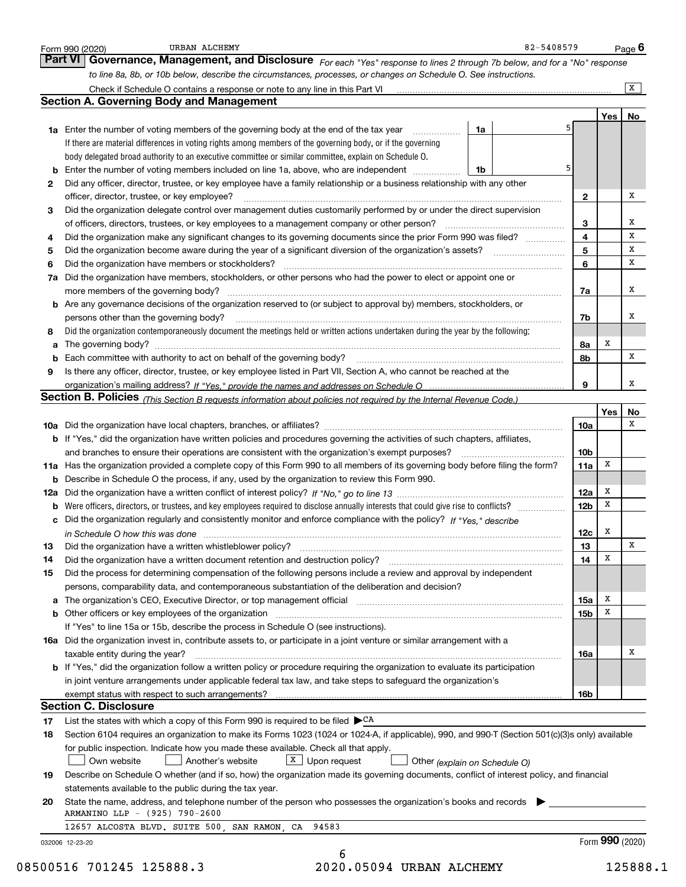Form 990 (2020) URBAN ALCHEMY 82-5408579 Page 6

## Part VI Governance, Management, and Disclosure

*For each "Yes" response to lines 2 through 7b below, and for a "No" response to line 8a, 8b, or 10b below, describe the circumstances, processes, or changes on Schedule O. See instructions.*

Check if Schedule O contains a response or note to any line in this Part VI ..... [X]

### Section A. Governing Body and Management

| | | | | Yes | No |
|---|---|---|---|---|---|
| **1a** | Enter the number of voting members of the governing body at the end of the tax year. If there are material differences in voting rights among members of the governing body, or if the governing body delegated broad authority to an executive committee or similar committee, explain on Schedule O. | 1a | 5 | | |
| **b** | Enter the number of voting members included on line 1a, above, who are independent | 1b | 5 | | |
| **2** | Did any officer, director, trustee, or key employee have a family relationship or a business relationship with any other officer, director, trustee, or key employee? | 2 | | | X |
| **3** | Did the organization delegate control over management duties customarily performed by or under the direct supervision of officers, directors, trustees, or key employees to a management company or other person? | 3 | | | X |
| **4** | Did the organization make any significant changes to its governing documents since the prior Form 990 was filed? | 4 | | | X |
| **5** | Did the organization become aware during the year of a significant diversion of the organization's assets? | 5 | | | X |
| **6** | Did the organization have members or stockholders? | 6 | | | X |
| **7a** | Did the organization have members, stockholders, or other persons who had the power to elect or appoint one or more members of the governing body? | 7a | | | X |
| **b** | Are any governance decisions of the organization reserved to (or subject to approval by) members, stockholders, or persons other than the governing body? | 7b | | | X |
| **8** | Did the organization contemporaneously document the meetings held or written actions undertaken during the year by the following: | | | | |
| **a** | The governing body? | 8a | | X | |
| **b** | Each committee with authority to act on behalf of the governing body? | 8b | | | X |
| **9** | Is there any officer, director, trustee, or key employee listed in Part VII, Section A, who cannot be reached at the organization's mailing address? *If "Yes," provide the names and addresses on Schedule O* | 9 | | | X |

### Section B. Policies *(This Section B requests information about policies not required by the Internal Revenue Code.)*

| | | | Yes | No |
|---|---|---|---|---|
| **10a** | Did the organization have local chapters, branches, or affiliates? | 10a | | X |
| **b** | If "Yes," did the organization have written policies and procedures governing the activities of such chapters, affiliates, and branches to ensure their operations are consistent with the organization's exempt purposes? | 10b | | |
| **11a** | Has the organization provided a complete copy of this Form 990 to all members of its governing body before filing the form? | 11a | X | |
| **b** | Describe in Schedule O the process, if any, used by the organization to review this Form 990. | | | |
| **12a** | Did the organization have a written conflict of interest policy? *If "No," go to line 13* | 12a | X | |
| **b** | Were officers, directors, or trustees, and key employees required to disclose annually interests that could give rise to conflicts? | 12b | X | |
| **c** | Did the organization regularly and consistently monitor and enforce compliance with the policy? *If "Yes," describe in Schedule O how this was done* | 12c | X | |
| **13** | Did the organization have a written whistleblower policy? | 13 | | X |
| **14** | Did the organization have a written document retention and destruction policy? | 14 | X | |
| **15** | Did the process for determining compensation of the following persons include a review and approval by independent persons, comparability data, and contemporaneous substantiation of the deliberation and decision? | | | |
| **a** | The organization's CEO, Executive Director, or top management official | 15a | X | |
| **b** | Other officers or key employees of the organization | 15b | X | |
| | If "Yes" to line 15a or 15b, describe the process in Schedule O (see instructions). | | | |
| **16a** | Did the organization invest in, contribute assets to, or participate in a joint venture or similar arrangement with a taxable entity during the year? | 16a | | X |
| **b** | If "Yes," did the organization follow a written policy or procedure requiring the organization to evaluate its participation in joint venture arrangements under applicable federal tax law, and take steps to safeguard the organization's exempt status with respect to such arrangements? | 16b | | |

### Section C. Disclosure

**17** List the states with which a copy of this Form 990 is required to be filed ▶ CA

**18** Section 6104 requires an organization to make its Forms 1023 (1024 or 1024-A, if applicable), 990, and 990-T (Section 501(c)(3)s only) available for public inspection. Indicate how you made these available. Check all that apply.

[ ] Own website  [ ] Another's website  [X] Upon request  [ ] Other *(explain on Schedule O)*

**19** Describe on Schedule O whether (and if so, how) the organization made its governing documents, conflict of interest policy, and financial statements available to the public during the tax year.

**20** State the name, address, and telephone number of the person who possesses the organization's books and records ▶

ARMANINO LLP - (925) 790-2600

12657 ALCOSTA BLVD. SUITE 500, SAN RAMON, CA 94583

032006 12-23-20 Form **990** (2020)

08500516 701245 125888.3 2020.05094 URBAN ALCHEMY 125888.1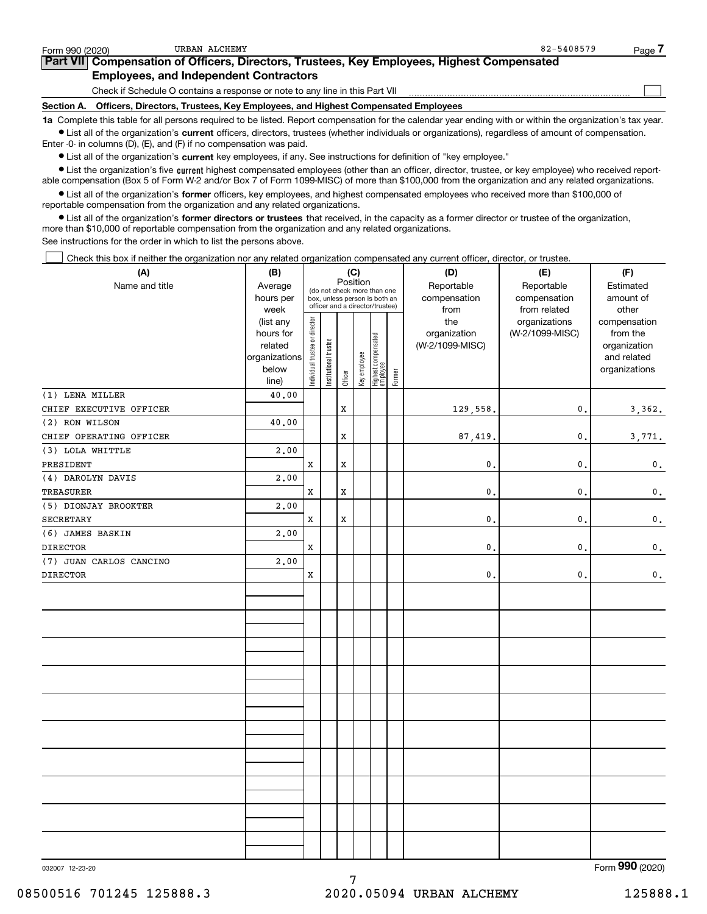Form 990 (2020) URBAN ALCHEMY 82-5408579 Page 7

## Part VII Compensation of Officers, Directors, Trustees, Key Employees, Highest Compensated Employees, and Independent Contractors

Check if Schedule O contains a response or note to any line in this Part VII ☐

**Section A. Officers, Directors, Trustees, Key Employees, and Highest Compensated Employees**

**1a** Complete this table for all persons required to be listed. Report compensation for the calendar year ending with or within the organization's tax year.

- List all of the organization's **current** officers, directors, trustees (whether individuals or organizations), regardless of amount of compensation. Enter -0- in columns (D), (E), and (F) if no compensation was paid.
- List all of the organization's **current** key employees, if any. See instructions for definition of "key employee."
- List the organization's five **current** highest compensated employees (other than an officer, director, trustee, or key employee) who received reportable compensation (Box 5 of Form W-2 and/or Box 7 of Form 1099-MISC) of more than $100,000 from the organization and any related organizations.
- List all of the organization's **former** officers, key employees, and highest compensated employees who received more than $100,000 of reportable compensation from the organization and any related organizations.
- List all of the organization's **former directors or trustees** that received, in the capacity as a former director or trustee of the organization, more than $10,000 of reportable compensation from the organization and any related organizations.

See instructions for the order in which to list the persons above.

☐ Check this box if neither the organization nor any related organization compensated any current officer, director, or trustee.

| (A) Name and title | (B) Average hours per week (list any hours for related organizations below line) | (C) Position: Individual trustee or director | Institutional trustee | Officer | Key employee | Highest compensated employee | Former | (D) Reportable compensation from the organization (W-2/1099-MISC) | (E) Reportable compensation from related organizations (W-2/1099-MISC) | (F) Estimated amount of other compensation from the organization and related organizations |
|---|---|---|---|---|---|---|---|---|---|---|
| (1) LENA MILLER<br>CHIEF EXECUTIVE OFFICER | 40.00 | | | X | | | | 129,558. | 0. | 3,362. |
| (2) RON WILSON<br>CHIEF OPERATING OFFICER | 40.00 | | | X | | | | 87,419. | 0. | 3,771. |
| (3) LOLA WHITTLE<br>PRESIDENT | 2.00 | X | | X | | | | 0. | 0. | 0. |
| (4) DAROLYN DAVIS<br>TREASURER | 2.00 | X | | X | | | | 0. | 0. | 0. |
| (5) DIONJAY BROOKTER<br>SECRETARY | 2.00 | X | | X | | | | 0. | 0. | 0. |
| (6) JAMES BASKIN<br>DIRECTOR | 2.00 | X | | | | | | 0. | 0. | 0. |
| (7) JUAN CARLOS CANCINO<br>DIRECTOR | 2.00 | X | | | | | | 0. | 0. | 0. |

032007 12-23-20 Form **990** (2020)

08500516 701245 125888.3 2020.05094 URBAN ALCHEMY 125888.1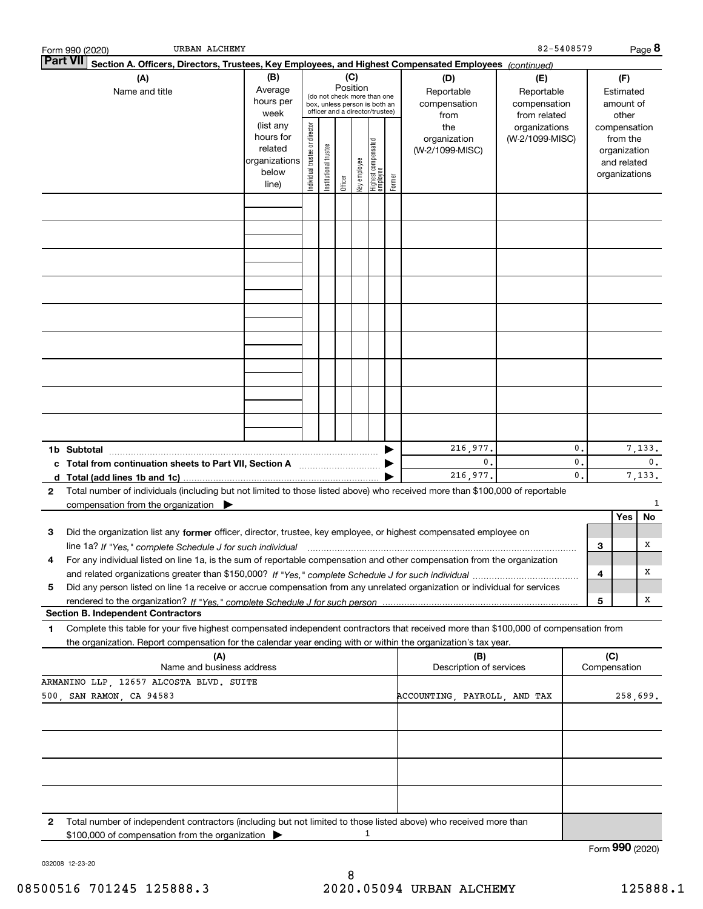## Part VII Section A. Officers, Directors, Trustees, Key Employees, and Highest Compensated Employees *(continued)*

| (A) Name and title | (B) Average hours per week (list any hours for related organizations below line) | (C) Position: Individual trustee or director | Institutional trustee | Officer | Key employee | Highest compensated employee | Former | (D) Reportable compensation from the organization (W-2/1099-MISC) | (E) Reportable compensation from related organizations (W-2/1099-MISC) | (F) Estimated amount of other compensation from the organization and related organizations |
|---|---|---|---|---|---|---|---|---|---|---|
| | | | | | | | | | | |
| | | | | | | | | | | |
| | | | | | | | | | | |
| | | | | | | | | | | |
| | | | | | | | | | | |
| | | | | | | | | | | |
| | | | | | | | | | | |
| | | | | | | | | | | |
| | | | | | | | | | | |
| **1b Subtotal** | | | | | | | | 216,977. | 0. | 7,133. |
| **c Total from continuation sheets to Part VII, Section A** | | | | | | | | 0. | 0. | 0. |
| **d Total (add lines 1b and 1c)** | | | | | | | | 216,977. | 0. | 7,133. |

**2** Total number of individuals (including but not limited to those listed above) who received more than $100,000 of reportable compensation from the organization ▶ 1

| | | Yes | No |
|---|---|---|---|
| **3** Did the organization list any **former** officer, director, trustee, key employee, or highest compensated employee on line 1a? *If "Yes," complete Schedule J for such individual* | 3 | | X |
| **4** For any individual listed on line 1a, is the sum of reportable compensation and other compensation from the organization and related organizations greater than $150,000? *If "Yes," complete Schedule J for such individual* | 4 | | X |
| **5** Did any person listed on line 1a receive or accrue compensation from any unrelated organization or individual for services rendered to the organization? *If "Yes," complete Schedule J for such person* | 5 | | X |

### Section B. Independent Contractors

**1** Complete this table for your five highest compensated independent contractors that received more than $100,000 of compensation from the organization. Report compensation for the calendar year ending with or within the organization's tax year.

| (A) Name and business address | (B) Description of services | (C) Compensation |
|---|---|---|
| ARMANINO LLP, 12657 ALCOSTA BLVD. SUITE 500, SAN RAMON, CA 94583 | ACCOUNTING, PAYROLL, AND TAX | 258,699. |
| | | |
| | | |
| | | |
| | | |

**2** Total number of independent contractors (including but not limited to those listed above) who received more than $100,000 of compensation from the organization ▶ 1

Form **990** (2020)

032008 12-23-20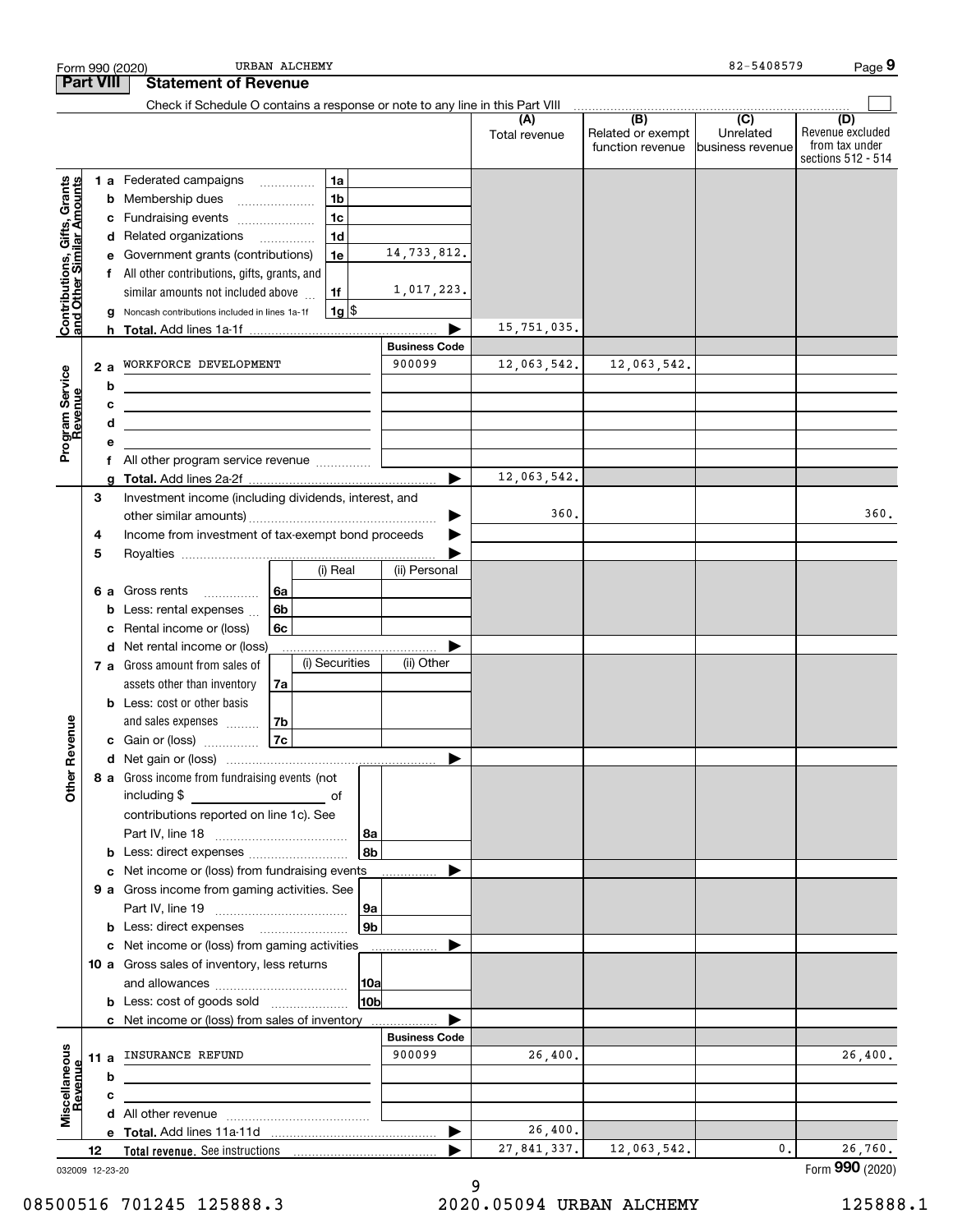Form 990 (2020) URBAN ALCHEMY 82-5408579 Page 9

## Part VIII Statement of Revenue

Check if Schedule O contains a response or note to any line in this Part VIII

| | | | | (A) Total revenue | (B) Related or exempt function revenue | (C) Unrelated business revenue | (D) Revenue excluded from tax under sections 512 - 514 |
|---|---|---|---|---|---|---|---|
| **Contributions, Gifts, Grants and Other Similar Amounts** | 1 a | Federated campaigns 1a | | | | | |
| | b | Membership dues 1b | | | | | |
| | c | Fundraising events 1c | | | | | |
| | d | Related organizations 1d | | | | | |
| | e | Government grants (contributions) 1e | 14,733,812. | | | | |
| | f | All other contributions, gifts, grants, and similar amounts not included above 1f | 1,017,223. | | | | |
| | g | Noncash contributions included in lines 1a-1f 1g $ | | | | | |
| | h | **Total.** Add lines 1a-1f | | 15,751,035. | | | |
| | | | **Business Code** | | | | |
| **Program Service Revenue** | 2 a | WORKFORCE DEVELOPMENT | 900099 | 12,063,542. | 12,063,542. | | |
| | b | | | | | | |
| | c | | | | | | |
| | d | | | | | | |
| | e | | | | | | |
| | f | All other program service revenue | | | | | |
| | g | **Total.** Add lines 2a-2f | | 12,063,542. | | | |
| **Other Revenue** | 3 | Investment income (including dividends, interest, and other similar amounts) | | 360. | | | 360. |
| | 4 | Income from investment of tax-exempt bond proceeds | | | | | |
| | 5 | Royalties | | | | | |
| | | | (i) Real / (ii) Personal | | | | |
| | 6 a | Gross rents 6a | | | | | |
| | b | Less: rental expenses 6b | | | | | |
| | c | Rental income or (loss) 6c | | | | | |
| | d | Net rental income or (loss) | | | | | |
| | | | (i) Securities / (ii) Other | | | | |
| | 7 a | Gross amount from sales of assets other than inventory 7a | | | | | |
| | b | Less: cost or other basis and sales expenses 7b | | | | | |
| | c | Gain or (loss) 7c | | | | | |
| | d | Net gain or (loss) | | | | | |
| | 8 a | Gross income from fundraising events (not including $ ____ of contributions reported on line 1c). See Part IV, line 18 8a | | | | | |
| | b | Less: direct expenses 8b | | | | | |
| | c | Net income or (loss) from fundraising events | | | | | |
| | 9 a | Gross income from gaming activities. See Part IV, line 19 9a | | | | | |
| | b | Less: direct expenses 9b | | | | | |
| | c | Net income or (loss) from gaming activities | | | | | |
| | 10 a | Gross sales of inventory, less returns and allowances 10a | | | | | |
| | b | Less: cost of goods sold 10b | | | | | |
| | c | Net income or (loss) from sales of inventory | | | | | |
| | | | **Business Code** | | | | |
| **Miscellaneous Revenue** | 11 a | INSURANCE REFUND | 900099 | 26,400. | | | 26,400. |
| | b | | | | | | |
| | c | | | | | | |
| | d | All other revenue | | | | | |
| | e | **Total.** Add lines 11a-11d | | 26,400. | | | |
| | 12 | **Total revenue.** See instructions | | 27,841,337. | 12,063,542. | 0. | 26,760. |

032009 12-23-20 Form **990** (2020)

08500516 701245 125888.3 2020.05094 URBAN ALCHEMY 125888.1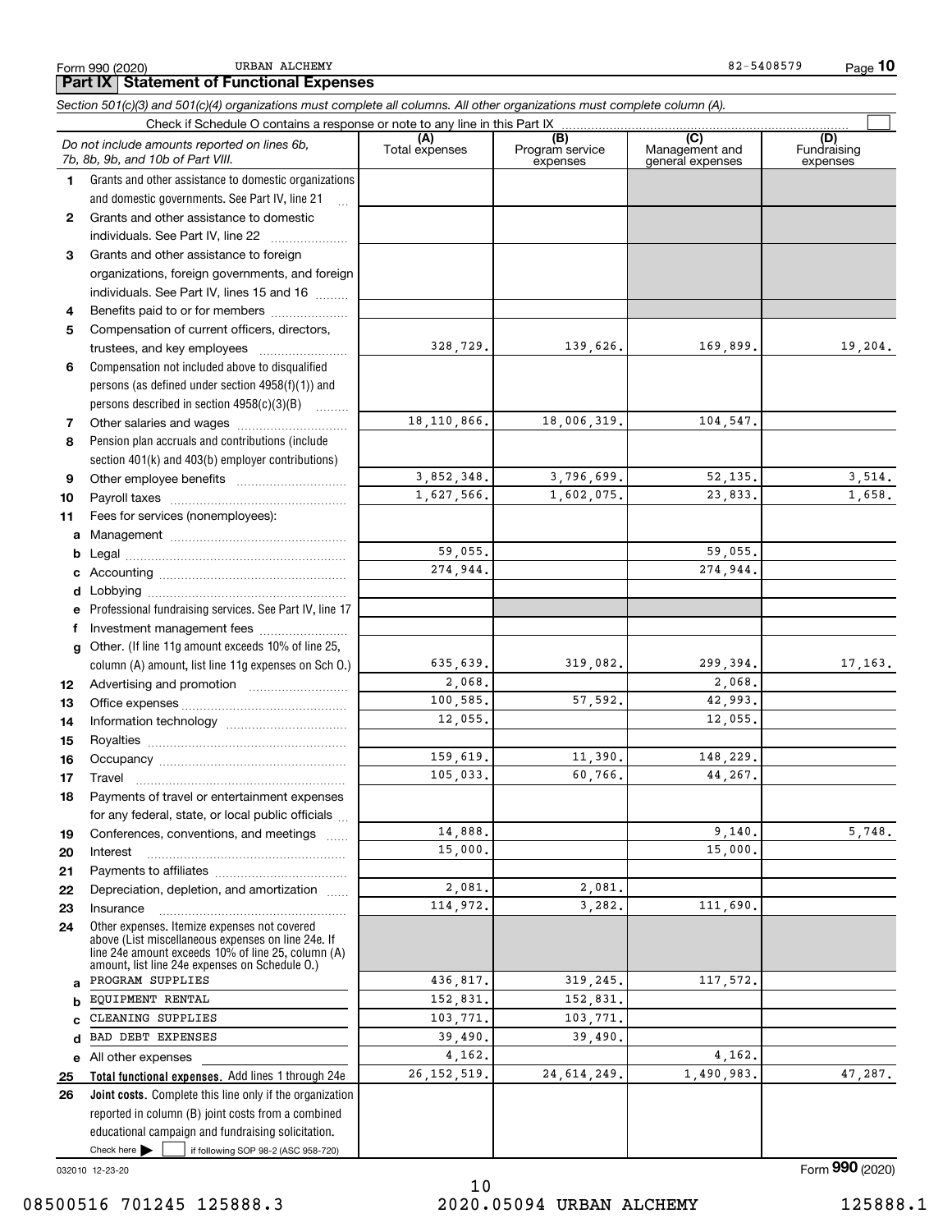Form 990 (2020) URBAN ALCHEMY 82-5408579 Page **10**

## Part IX Statement of Functional Expenses

*Section 501(c)(3) and 501(c)(4) organizations must complete all columns. All other organizations must complete column (A).*

Check if Schedule O contains a response or note to any line in this Part IX ☐

| *Do not include amounts reported on lines 6b, 7b, 8b, 9b, and 10b of Part VIII.* | (A) Total expenses | (B) Program service expenses | (C) Management and general expenses | (D) Fundraising expenses |
|---|---|---|---|---|
| **1** Grants and other assistance to domestic organizations and domestic governments. See Part IV, line 21 | | | | |
| **2** Grants and other assistance to domestic individuals. See Part IV, line 22 | | | | |
| **3** Grants and other assistance to foreign organizations, foreign governments, and foreign individuals. See Part IV, lines 15 and 16 | | | | |
| **4** Benefits paid to or for members | | | | |
| **5** Compensation of current officers, directors, trustees, and key employees | 328,729. | 139,626. | 169,899. | 19,204. |
| **6** Compensation not included above to disqualified persons (as defined under section 4958(f)(1)) and persons described in section 4958(c)(3)(B) | | | | |
| **7** Other salaries and wages | 18,110,866. | 18,006,319. | 104,547. | |
| **8** Pension plan accruals and contributions (include section 401(k) and 403(b) employer contributions) | | | | |
| **9** Other employee benefits | 3,852,348. | 3,796,699. | 52,135. | 3,514. |
| **10** Payroll taxes | 1,627,566. | 1,602,075. | 23,833. | 1,658. |
| **11** Fees for services (nonemployees): | | | | |
| **a** Management | | | | |
| **b** Legal | 59,055. | | 59,055. | |
| **c** Accounting | 274,944. | | 274,944. | |
| **d** Lobbying | | | | |
| **e** Professional fundraising services. See Part IV, line 17 | | | | |
| **f** Investment management fees | | | | |
| **g** Other. (If line 11g amount exceeds 10% of line 25, column (A) amount, list line 11g expenses on Sch O.) | 635,639. | 319,082. | 299,394. | 17,163. |
| **12** Advertising and promotion | 2,068. | | 2,068. | |
| **13** Office expenses | 100,585. | 57,592. | 42,993. | |
| **14** Information technology | 12,055. | | 12,055. | |
| **15** Royalties | | | | |
| **16** Occupancy | 159,619. | 11,390. | 148,229. | |
| **17** Travel | 105,033. | 60,766. | 44,267. | |
| **18** Payments of travel or entertainment expenses for any federal, state, or local public officials | | | | |
| **19** Conferences, conventions, and meetings | 14,888. | | 9,140. | 5,748. |
| **20** Interest | 15,000. | | 15,000. | |
| **21** Payments to affiliates | | | | |
| **22** Depreciation, depletion, and amortization | 2,081. | 2,081. | | |
| **23** Insurance | 114,972. | 3,282. | 111,690. | |
| **24** Other expenses. Itemize expenses not covered above (List miscellaneous expenses on line 24e. If line 24e amount exceeds 10% of line 25, column (A) amount, list line 24e expenses on Schedule O.) | | | | |
| **a** PROGRAM SUPPLIES | 436,817. | 319,245. | 117,572. | |
| **b** EQUIPMENT RENTAL | 152,831. | 152,831. | | |
| **c** CLEANING SUPPLIES | 103,771. | 103,771. | | |
| **d** BAD DEBT EXPENSES | 39,490. | 39,490. | | |
| **e** All other expenses | 4,162. | | 4,162. | |
| **25 Total functional expenses.** Add lines 1 through 24e | 26,152,519. | 24,614,249. | 1,490,983. | 47,287. |
| **26 Joint costs.** Complete this line only if the organization reported in column (B) joint costs from a combined educational campaign and fundraising solicitation. Check here ☐ if following SOP 98-2 (ASC 958-720) | | | | |

032010 12-23-20

Form **990** (2020)

08500516 701245 125888.3 2020.05094 URBAN ALCHEMY 125888.1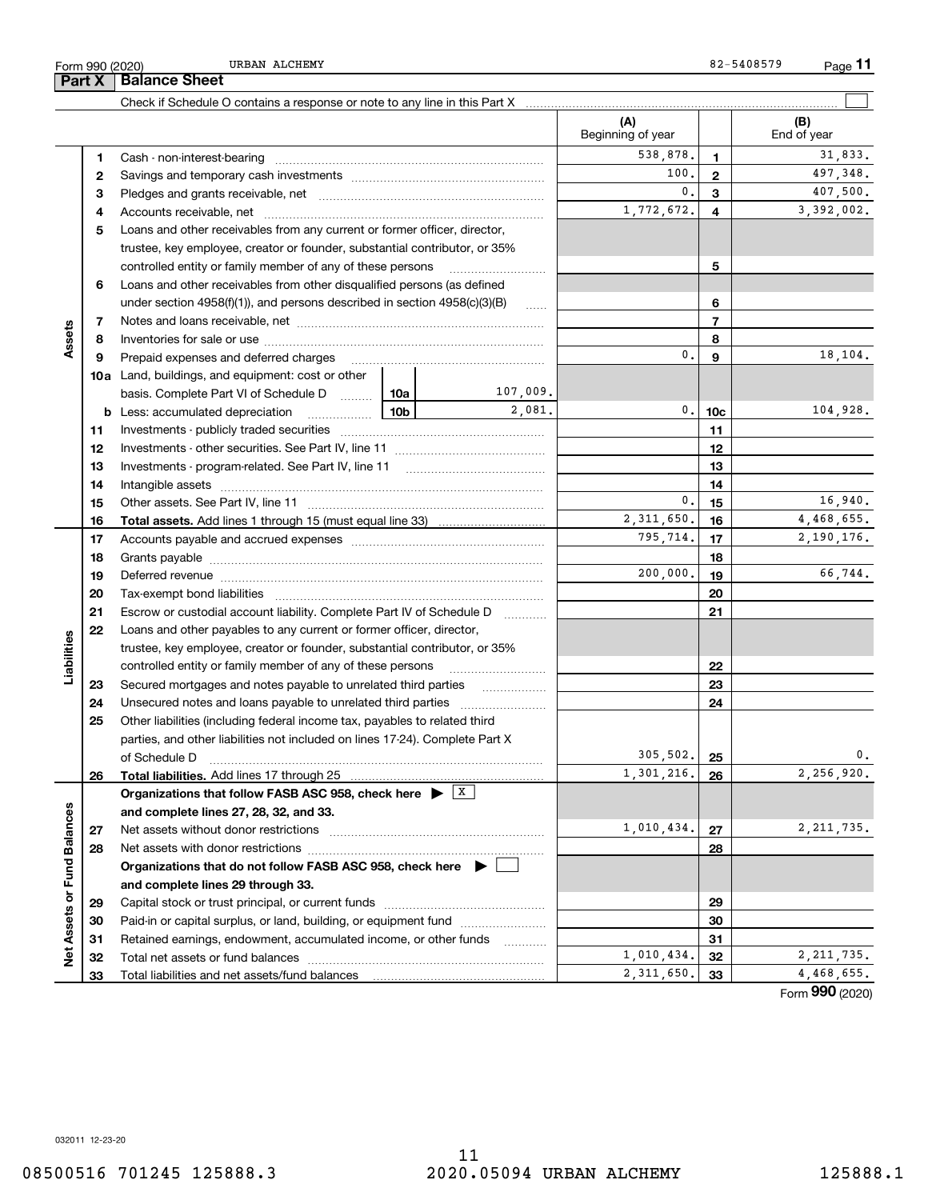Form 990 (2020) URBAN ALCHEMY 82-5408579 Page **11**

## Part X Balance Sheet

Check if Schedule O contains a response or note to any line in this Part X ☐

| | | | | (A) Beginning of year | | (B) End of year |
|---|---|---|---|---|---|---|
| **Assets** | 1 | Cash - non-interest-bearing | | 538,878. | 1 | 31,833. |
| | 2 | Savings and temporary cash investments | | 100. | 2 | 497,348. |
| | 3 | Pledges and grants receivable, net | | 0. | 3 | 407,500. |
| | 4 | Accounts receivable, net | | 1,772,672. | 4 | 3,392,002. |
| | 5 | Loans and other receivables from any current or former officer, director, trustee, key employee, creator or founder, substantial contributor, or 35% controlled entity or family member of any of these persons | | | 5 | |
| | 6 | Loans and other receivables from other disqualified persons (as defined under section 4958(f)(1)), and persons described in section 4958(c)(3)(B) | | | 6 | |
| | 7 | Notes and loans receivable, net | | | 7 | |
| | 8 | Inventories for sale or use | | | 8 | |
| | 9 | Prepaid expenses and deferred charges | | 0. | 9 | 18,104. |
| | 10a | Land, buildings, and equipment: cost or other basis. Complete Part VI of Schedule D | 10a 107,009. | | | |
| | b | Less: accumulated depreciation | 10b 2,081. | 0. | 10c | 104,928. |
| | 11 | Investments - publicly traded securities | | | 11 | |
| | 12 | Investments - other securities. See Part IV, line 11 | | | 12 | |
| | 13 | Investments - program-related. See Part IV, line 11 | | | 13 | |
| | 14 | Intangible assets | | | 14 | |
| | 15 | Other assets. See Part IV, line 11 | | 0. | 15 | 16,940. |
| | 16 | **Total assets.** Add lines 1 through 15 (must equal line 33) | | 2,311,650. | 16 | 4,468,655. |
| **Liabilities** | 17 | Accounts payable and accrued expenses | | 795,714. | 17 | 2,190,176. |
| | 18 | Grants payable | | | 18 | |
| | 19 | Deferred revenue | | 200,000. | 19 | 66,744. |
| | 20 | Tax-exempt bond liabilities | | | 20 | |
| | 21 | Escrow or custodial account liability. Complete Part IV of Schedule D | | | 21 | |
| | 22 | Loans and other payables to any current or former officer, director, trustee, key employee, creator or founder, substantial contributor, or 35% controlled entity or family member of any of these persons | | | 22 | |
| | 23 | Secured mortgages and notes payable to unrelated third parties | | | 23 | |
| | 24 | Unsecured notes and loans payable to unrelated third parties | | | 24 | |
| | 25 | Other liabilities (including federal income tax, payables to related third parties, and other liabilities not included on lines 17-24). Complete Part X of Schedule D | | 305,502. | 25 | 0. |
| | 26 | **Total liabilities.** Add lines 17 through 25 | | 1,301,216. | 26 | 2,256,920. |
| **Net Assets or Fund Balances** | | **Organizations that follow FASB ASC 958, check here** ▶ ☒ **and complete lines 27, 28, 32, and 33.** | | | | |
| | 27 | Net assets without donor restrictions | | 1,010,434. | 27 | 2,211,735. |
| | 28 | Net assets with donor restrictions | | | 28 | |
| | | **Organizations that do not follow FASB ASC 958, check here** ▶ ☐ **and complete lines 29 through 33.** | | | | |
| | 29 | Capital stock or trust principal, or current funds | | | 29 | |
| | 30 | Paid-in or capital surplus, or land, building, or equipment fund | | | 30 | |
| | 31 | Retained earnings, endowment, accumulated income, or other funds | | | 31 | |
| | 32 | Total net assets or fund balances | | 1,010,434. | 32 | 2,211,735. |
| | 33 | Total liabilities and net assets/fund balances | | 2,311,650. | 33 | 4,468,655. |

Form **990** (2020)

032011 12-23-20

08500516 701245 125888.3 2020.05094 URBAN ALCHEMY 125888.1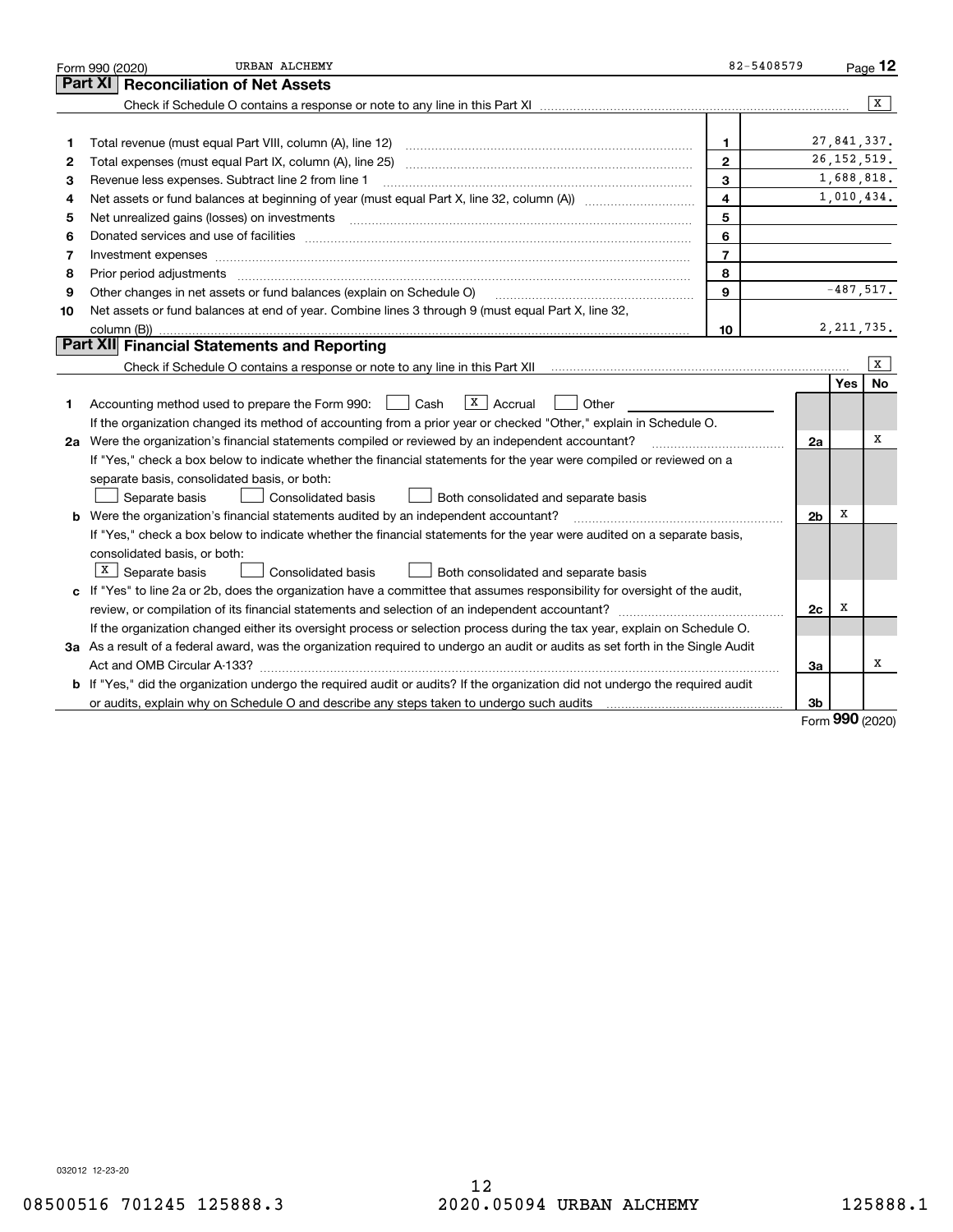Form 990 (2020) URBAN ALCHEMY 82-5408579 Page **12**

## Part XI Reconciliation of Net Assets

Check if Schedule O contains a response or note to any line in this Part XI .......... [X]

| | | | |
|---|---|---|---|
| 1 | Total revenue (must equal Part VIII, column (A), line 12) | 1 | 27,841,337. |
| 2 | Total expenses (must equal Part IX, column (A), line 25) | 2 | 26,152,519. |
| 3 | Revenue less expenses. Subtract line 2 from line 1 | 3 | 1,688,818. |
| 4 | Net assets or fund balances at beginning of year (must equal Part X, line 32, column (A)) | 4 | 1,010,434. |
| 5 | Net unrealized gains (losses) on investments | 5 | |
| 6 | Donated services and use of facilities | 6 | |
| 7 | Investment expenses | 7 | |
| 8 | Prior period adjustments | 8 | |
| 9 | Other changes in net assets or fund balances (explain on Schedule O) | 9 | -487,517. |
| 10 | Net assets or fund balances at end of year. Combine lines 3 through 9 (must equal Part X, line 32, column (B)) | 10 | 2,211,735. |

## Part XII Financial Statements and Reporting

Check if Schedule O contains a response or note to any line in this Part XII .......... [X]

| | | | Yes | No |
|---|---|---|---|---|
| 1 | Accounting method used to prepare the Form 990: [ ] Cash [X] Accrual [ ] Other | | | |
| | If the organization changed its method of accounting from a prior year or checked "Other," explain in Schedule O. | | | |
| 2a | Were the organization's financial statements compiled or reviewed by an independent accountant? | 2a | | X |
| | If "Yes," check a box below to indicate whether the financial statements for the year were compiled or reviewed on a separate basis, consolidated basis, or both: [ ] Separate basis [ ] Consolidated basis [ ] Both consolidated and separate basis | | | |
| b | Were the organization's financial statements audited by an independent accountant? | 2b | X | |
| | If "Yes," check a box below to indicate whether the financial statements for the year were audited on a separate basis, consolidated basis, or both: [X] Separate basis [ ] Consolidated basis [ ] Both consolidated and separate basis | | | |
| c | If "Yes" to line 2a or 2b, does the organization have a committee that assumes responsibility for oversight of the audit, review, or compilation of its financial statements and selection of an independent accountant? | 2c | X | |
| | If the organization changed either its oversight process or selection process during the tax year, explain on Schedule O. | | | |
| 3a | As a result of a federal award, was the organization required to undergo an audit or audits as set forth in the Single Audit Act and OMB Circular A-133? | 3a | | X |
| b | If "Yes," did the organization undergo the required audit or audits? If the organization did not undergo the required audit or audits, explain why on Schedule O and describe any steps taken to undergo such audits | 3b | | |

Form **990** (2020)

032012 12-23-20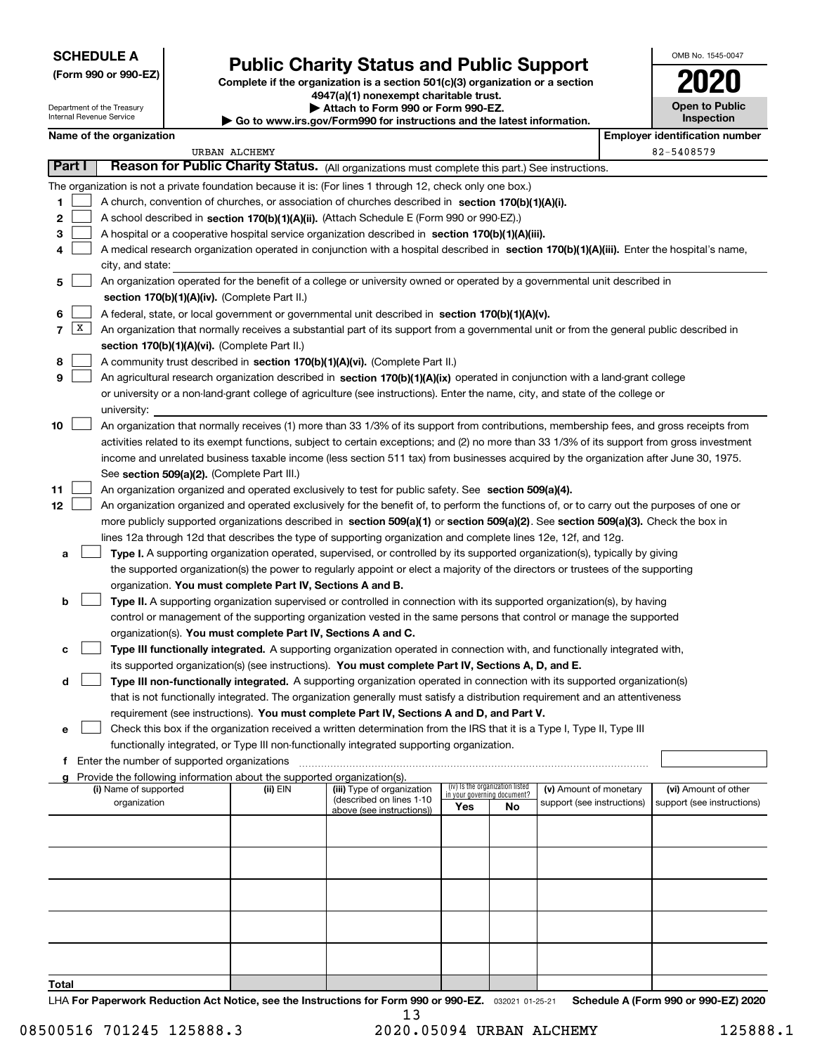**SCHEDULE A**
**(Form 990 or 990-EZ)**

Department of the Treasury
Internal Revenue Service

# Public Charity Status and Public Support

**Complete if the organization is a section 501(c)(3) organization or a section 4947(a)(1) nonexempt charitable trust.**
**▶ Attach to Form 990 or Form 990-EZ.**
**▶ Go to www.irs.gov/Form990 for instructions and the latest information.**

OMB No. 1545-0047
**2020**
**Open to Public Inspection**

**Name of the organization:** URBAN ALCHEMY
**Employer identification number:** 82-5408579

## Part I Reason for Public Charity Status. (All organizations must complete this part.) See instructions.

The organization is not a private foundation because it is: (For lines 1 through 12, check only one box.)

1. [ ] A church, convention of churches, or association of churches described in **section 170(b)(1)(A)(i).**
2. [ ] A school described in **section 170(b)(1)(A)(ii).** (Attach Schedule E (Form 990 or 990-EZ).)
3. [ ] A hospital or a cooperative hospital service organization described in **section 170(b)(1)(A)(iii).**
4. [ ] A medical research organization operated in conjunction with a hospital described in **section 170(b)(1)(A)(iii).** Enter the hospital's name, city, and state:
5. [ ] An organization operated for the benefit of a college or university owned or operated by a governmental unit described in **section 170(b)(1)(A)(iv).** (Complete Part II.)
6. [ ] A federal, state, or local government or governmental unit described in **section 170(b)(1)(A)(v).**
7. [X] An organization that normally receives a substantial part of its support from a governmental unit or from the general public described in **section 170(b)(1)(A)(vi).** (Complete Part II.)
8. [ ] A community trust described in **section 170(b)(1)(A)(vi).** (Complete Part II.)
9. [ ] An agricultural research organization described in **section 170(b)(1)(A)(ix)** operated in conjunction with a land-grant college or university or a non-land-grant college of agriculture (see instructions). Enter the name, city, and state of the college or university:
10. [ ] An organization that normally receives (1) more than 33 1/3% of its support from contributions, membership fees, and gross receipts from activities related to its exempt functions, subject to certain exceptions; and (2) no more than 33 1/3% of its support from gross investment income and unrelated business taxable income (less section 511 tax) from businesses acquired by the organization after June 30, 1975. See **section 509(a)(2).** (Complete Part III.)
11. [ ] An organization organized and operated exclusively to test for public safety. See **section 509(a)(4).**
12. [ ] An organization organized and operated exclusively for the benefit of, to perform the functions of, or to carry out the purposes of one or more publicly supported organizations described in **section 509(a)(1)** or **section 509(a)(2).** See **section 509(a)(3).** Check the box in lines 12a through 12d that describes the type of supporting organization and complete lines 12e, 12f, and 12g.
   - **a** [ ] **Type I.** A supporting organization operated, supervised, or controlled by its supported organization(s), typically by giving the supported organization(s) the power to regularly appoint or elect a majority of the directors or trustees of the supporting organization. **You must complete Part IV, Sections A and B.**
   - **b** [ ] **Type II.** A supporting organization supervised or controlled in connection with its supported organization(s), by having control or management of the supporting organization vested in the same persons that control or manage the supported organization(s). **You must complete Part IV, Sections A and C.**
   - **c** [ ] **Type III functionally integrated.** A supporting organization operated in connection with, and functionally integrated with, its supported organization(s) (see instructions). **You must complete Part IV, Sections A, D, and E.**
   - **d** [ ] **Type III non-functionally integrated.** A supporting organization operated in connection with its supported organization(s) that is not functionally integrated. The organization generally must satisfy a distribution requirement and an attentiveness requirement (see instructions). **You must complete Part IV, Sections A and D, and Part V.**
   - **e** [ ] Check this box if the organization received a written determination from the IRS that it is a Type I, Type II, Type III functionally integrated, or Type III non-functionally integrated supporting organization.
   - **f** Enter the number of supported organizations
   - **g** Provide the following information about the supported organization(s).

| (i) Name of supported organization | (ii) EIN | (iii) Type of organization (described on lines 1-10 above (see instructions)) | (iv) Is the organization listed in your governing document? Yes | No | (v) Amount of monetary support (see instructions) | (vi) Amount of other support (see instructions) |
|---|---|---|---|---|---|---|
| | | | | | | |
| | | | | | | |
| | | | | | | |
| | | | | | | |
| | | | | | | |
| **Total** | | | | | | |

LHA **For Paperwork Reduction Act Notice, see the Instructions for Form 990 or 990-EZ.** 032021 01-25-21 **Schedule A (Form 990 or 990-EZ) 2020**

08500516 701245 125888.3 2020.05094 URBAN ALCHEMY 125888.1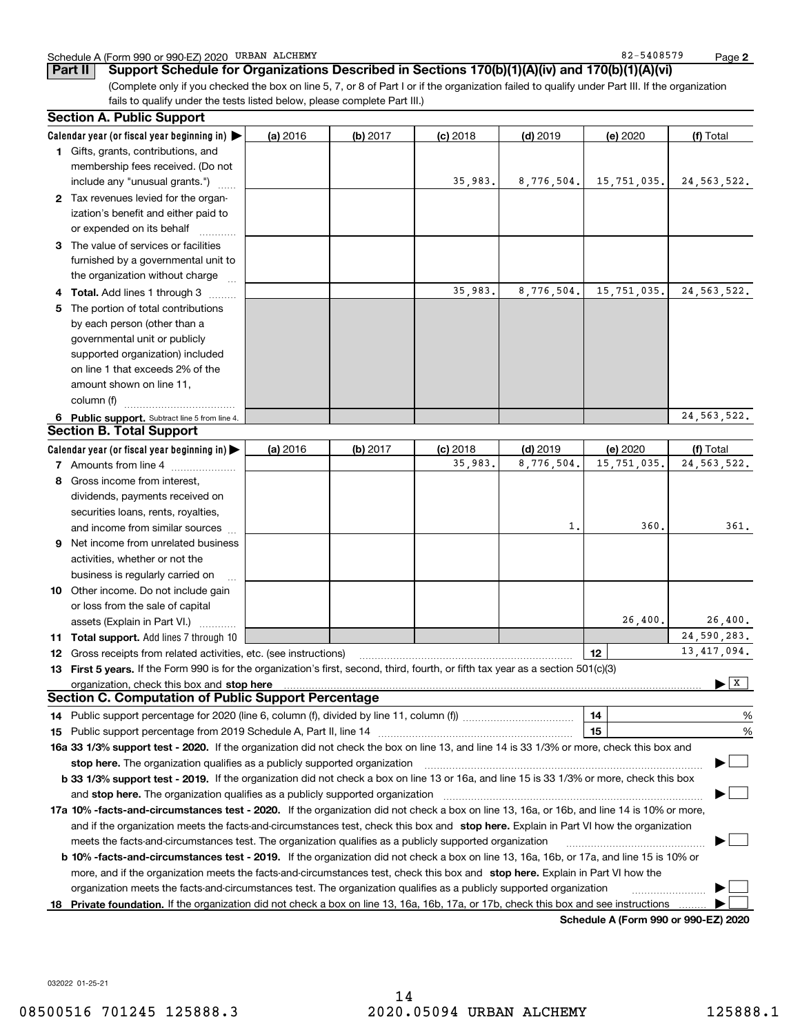Schedule A (Form 990 or 990-EZ) 2020 URBAN ALCHEMY 82-5408579

**Part II** **Support Schedule for Organizations Described in Sections 170(b)(1)(A)(iv) and 170(b)(1)(A)(vi)**

(Complete only if you checked the box on line 5, 7, or 8 of Part I or if the organization failed to qualify under Part III. If the organization fails to qualify under the tests listed below, please complete Part III.)

## Section A. Public Support

| Calendar year (or fiscal year beginning in) ▶ | (a) 2016 | (b) 2017 | (c) 2018 | (d) 2019 | (e) 2020 | (f) Total |
|---|---|---|---|---|---|---|
| **1** Gifts, grants, contributions, and membership fees received. (Do not include any "unusual grants.") | | | 35,983. | 8,776,504. | 15,751,035. | 24,563,522. |
| **2** Tax revenues levied for the organization's benefit and either paid to or expended on its behalf | | | | | | |
| **3** The value of services or facilities furnished by a governmental unit to the organization without charge | | | | | | |
| **4 Total.** Add lines 1 through 3 | | | 35,983. | 8,776,504. | 15,751,035. | 24,563,522. |
| **5** The portion of total contributions by each person (other than a governmental unit or publicly supported organization) included on line 1 that exceeds 2% of the amount shown on line 11, column (f) | | | | | | |
| **6 Public support.** Subtract line 5 from line 4. | | | | | | 24,563,522. |

## Section B. Total Support

| Calendar year (or fiscal year beginning in) ▶ | (a) 2016 | (b) 2017 | (c) 2018 | (d) 2019 | (e) 2020 | (f) Total |
|---|---|---|---|---|---|---|
| **7** Amounts from line 4 | | | 35,983. | 8,776,504. | 15,751,035. | 24,563,522. |
| **8** Gross income from interest, dividends, payments received on securities loans, rents, royalties, and income from similar sources | | | | 1. | 360. | 361. |
| **9** Net income from unrelated business activities, whether or not the business is regularly carried on | | | | | | |
| **10** Other income. Do not include gain or loss from the sale of capital assets (Explain in Part VI.) | | | | | 26,400. | 26,400. |
| **11 Total support.** Add lines 7 through 10 | | | | | | 24,590,283. |

**12** Gross receipts from related activities, etc. (see instructions) — **12** — 13,417,094.

**13 First 5 years.** If the Form 990 is for the organization's first, second, third, fourth, or fifth tax year as a section 501(c)(3) organization, check this box and **stop here** ▶ [X]

## Section C. Computation of Public Support Percentage

**14** Public support percentage for 2020 (line 6, column (f), divided by line 11, column (f)) — **14** — %

**15** Public support percentage from 2019 Schedule A, Part II, line 14 — **15** — %

**16a 33 1/3% support test - 2020.** If the organization did not check the box on line 13, and line 14 is 33 1/3% or more, check this box and **stop here.** The organization qualifies as a publicly supported organization ▶ [ ]

**b 33 1/3% support test - 2019.** If the organization did not check a box on line 13 or 16a, and line 15 is 33 1/3% or more, check this box and **stop here.** The organization qualifies as a publicly supported organization ▶ [ ]

**17a 10% -facts-and-circumstances test - 2020.** If the organization did not check a box on line 13, 16a, or 16b, and line 14 is 10% or more, and if the organization meets the facts-and-circumstances test, check this box and **stop here.** Explain in Part VI how the organization meets the facts-and-circumstances test. The organization qualifies as a publicly supported organization ▶ [ ]

**b 10% -facts-and-circumstances test - 2019.** If the organization did not check a box on line 13, 16a, 16b, or 17a, and line 15 is 10% or more, and if the organization meets the facts-and-circumstances test, check this box and **stop here.** Explain in Part VI how the organization meets the facts-and-circumstances test. The organization qualifies as a publicly supported organization ▶ [ ]

**18 Private foundation.** If the organization did not check a box on line 13, 16a, 16b, 17a, or 17b, check this box and see instructions ▶ [ ]

**Schedule A (Form 990 or 990-EZ) 2020**

032022 01-25-21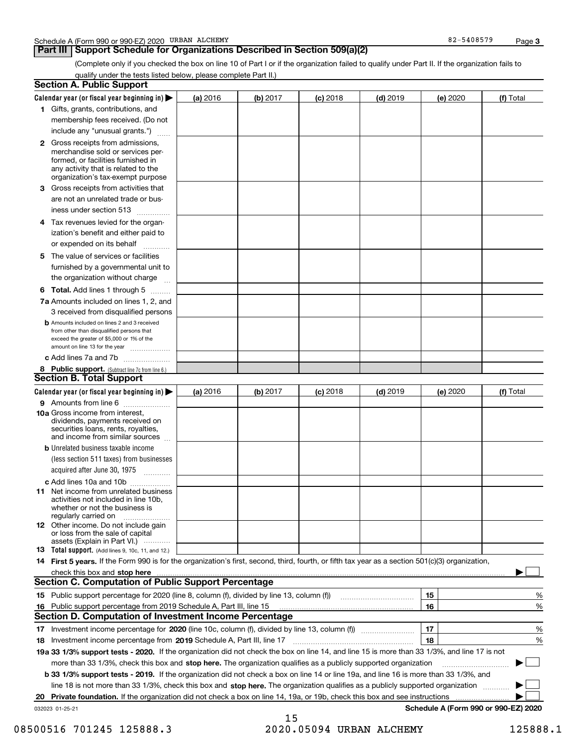Schedule A (Form 990 or 990-EZ) 2020 URBAN ALCHEMY 82-5408579

## Part III Support Schedule for Organizations Described in Section 509(a)(2)

(Complete only if you checked the box on line 10 of Part I or if the organization failed to qualify under Part II. If the organization fails to qualify under the tests listed below, please complete Part II.)

### Section A. Public Support

| Calendar year (or fiscal year beginning in) ▶ | (a) 2016 | (b) 2017 | (c) 2018 | (d) 2019 | (e) 2020 | (f) Total |
|---|---|---|---|---|---|---|
| **1** Gifts, grants, contributions, and membership fees received. (Do not include any "unusual grants.") | | | | | | |
| **2** Gross receipts from admissions, merchandise sold or services performed, or facilities furnished in any activity that is related to the organization's tax-exempt purpose | | | | | | |
| **3** Gross receipts from activities that are not an unrelated trade or business under section 513 | | | | | | |
| **4** Tax revenues levied for the organization's benefit and either paid to or expended on its behalf | | | | | | |
| **5** The value of services or facilities furnished by a governmental unit to the organization without charge | | | | | | |
| **6 Total.** Add lines 1 through 5 | | | | | | |
| **7a** Amounts included on lines 1, 2, and 3 received from disqualified persons | | | | | | |
| **b** Amounts included on lines 2 and 3 received from other than disqualified persons that exceed the greater of $5,000 or 1% of the amount on line 13 for the year | | | | | | |
| **c** Add lines 7a and 7b | | | | | | |
| **8 Public support.** (Subtract line 7c from line 6.) | | | | | | |

### Section B. Total Support

| Calendar year (or fiscal year beginning in) ▶ | (a) 2016 | (b) 2017 | (c) 2018 | (d) 2019 | (e) 2020 | (f) Total |
|---|---|---|---|---|---|---|
| **9** Amounts from line 6 | | | | | | |
| **10a** Gross income from interest, dividends, payments received on securities loans, rents, royalties, and income from similar sources | | | | | | |
| **b** Unrelated business taxable income (less section 511 taxes) from businesses acquired after June 30, 1975 | | | | | | |
| **c** Add lines 10a and 10b | | | | | | |
| **11** Net income from unrelated business activities not included in line 10b, whether or not the business is regularly carried on | | | | | | |
| **12** Other income. Do not include gain or loss from the sale of capital assets (Explain in Part VI.) | | | | | | |
| **13 Total support.** (Add lines 9, 10c, 11, and 12.) | | | | | | |

**14 First 5 years.** If the Form 990 is for the organization's first, second, third, fourth, or fifth tax year as a section 501(c)(3) organization, check this box and **stop here** ▶ ☐

### Section C. Computation of Public Support Percentage

| | | | |
|---|---|---|---|
| **15** | Public support percentage for 2020 (line 8, column (f), divided by line 13, column (f)) | 15 | % |
| **16** | Public support percentage from 2019 Schedule A, Part III, line 15 | 16 | % |

### Section D. Computation of Investment Income Percentage

| | | | |
|---|---|---|---|
| **17** | Investment income percentage for **2020** (line 10c, column (f), divided by line 13, column (f)) | 17 | % |
| **18** | Investment income percentage from **2019** Schedule A, Part III, line 17 | 18 | % |

**19a 33 1/3% support tests - 2020.** If the organization did not check the box on line 14, and line 15 is more than 33 1/3%, and line 17 is not more than 33 1/3%, check this box and **stop here.** The organization qualifies as a publicly supported organization ▶ ☐

**b 33 1/3% support tests - 2019.** If the organization did not check a box on line 14 or line 19a, and line 16 is more than 33 1/3%, and line 18 is not more than 33 1/3%, check this box and **stop here.** The organization qualifies as a publicly supported organization ▶ ☐

**20 Private foundation.** If the organization did not check a box on line 14, 19a, or 19b, check this box and see instructions ▶ ☐

032023 01-25-21 **Schedule A (Form 990 or 990-EZ) 2020**

08500516 701245 125888.3 2020.05094 URBAN ALCHEMY 125888.1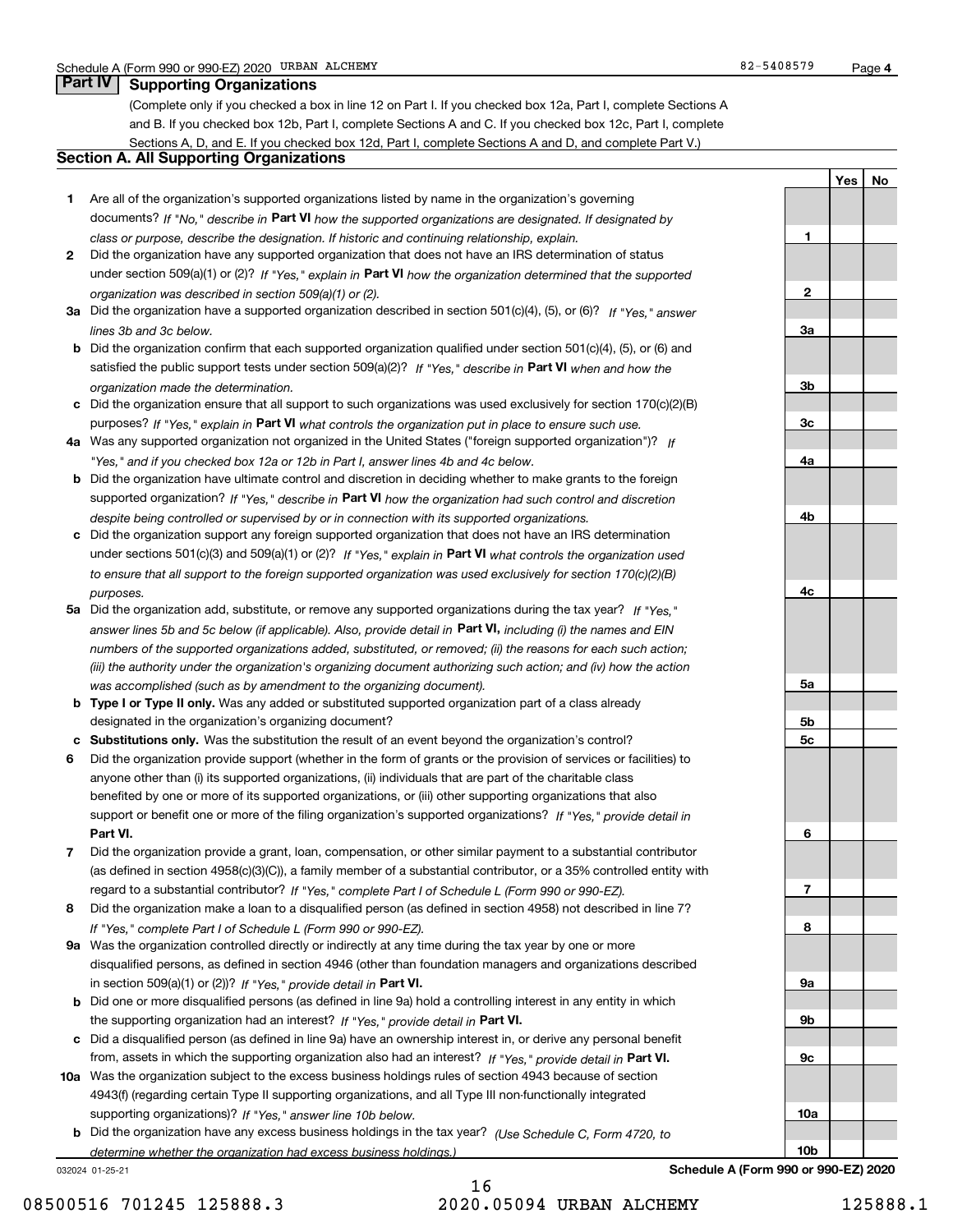Schedule A (Form 990 or 990-EZ) 2020 URBAN ALCHEMY 82-5408579 Page **4**

## Part IV Supporting Organizations

(Complete only if you checked a box in line 12 on Part I. If you checked box 12a, Part I, complete Sections A and B. If you checked box 12b, Part I, complete Sections A and C. If you checked box 12c, Part I, complete Sections A, D, and E. If you checked box 12d, Part I, complete Sections A and D, and complete Part V.)

### Section A. All Supporting Organizations

| | | | Yes | No |
|---|---|---|---|---|
| **1** | Are all of the organization's supported organizations listed by name in the organization's governing documents? *If "No," describe in* **Part VI** *how the supported organizations are designated. If designated by class or purpose, describe the designation. If historic and continuing relationship, explain.* | **1** | | |
| **2** | Did the organization have any supported organization that does not have an IRS determination of status under section 509(a)(1) or (2)? *If "Yes," explain in* **Part VI** *how the organization determined that the supported organization was described in section 509(a)(1) or (2).* | **2** | | |
| **3a** | Did the organization have a supported organization described in section 501(c)(4), (5), or (6)? *If "Yes," answer lines 3b and 3c below.* | **3a** | | |
| **b** | Did the organization confirm that each supported organization qualified under section 501(c)(4), (5), or (6) and satisfied the public support tests under section 509(a)(2)? *If "Yes," describe in* **Part VI** *when and how the organization made the determination.* | **3b** | | |
| **c** | Did the organization ensure that all support to such organizations was used exclusively for section 170(c)(2)(B) purposes? *If "Yes," explain in* **Part VI** *what controls the organization put in place to ensure such use.* | **3c** | | |
| **4a** | Was any supported organization not organized in the United States ("foreign supported organization")? *If "Yes," and if you checked box 12a or 12b in Part I, answer lines 4b and 4c below.* | **4a** | | |
| **b** | Did the organization have ultimate control and discretion in deciding whether to make grants to the foreign supported organization? *If "Yes," describe in* **Part VI** *how the organization had such control and discretion despite being controlled or supervised by or in connection with its supported organizations.* | **4b** | | |
| **c** | Did the organization support any foreign supported organization that does not have an IRS determination under sections 501(c)(3) and 509(a)(1) or (2)? *If "Yes," explain in* **Part VI** *what controls the organization used to ensure that all support to the foreign supported organization was used exclusively for section 170(c)(2)(B) purposes.* | **4c** | | |
| **5a** | Did the organization add, substitute, or remove any supported organizations during the tax year? *If "Yes," answer lines 5b and 5c below (if applicable). Also, provide detail in* **Part VI,** *including (i) the names and EIN numbers of the supported organizations added, substituted, or removed; (ii) the reasons for each such action; (iii) the authority under the organization's organizing document authorizing such action; and (iv) how the action was accomplished (such as by amendment to the organizing document).* | **5a** | | |
| **b** | **Type I or Type II only.** Was any added or substituted supported organization part of a class already designated in the organization's organizing document? | **5b** | | |
| **c** | **Substitutions only.** Was the substitution the result of an event beyond the organization's control? | **5c** | | |
| **6** | Did the organization provide support (whether in the form of grants or the provision of services or facilities) to anyone other than (i) its supported organizations, (ii) individuals that are part of the charitable class benefited by one or more of its supported organizations, or (iii) other supporting organizations that also support or benefit one or more of the filing organization's supported organizations? *If "Yes," provide detail in* **Part VI.** | **6** | | |
| **7** | Did the organization provide a grant, loan, compensation, or other similar payment to a substantial contributor (as defined in section 4958(c)(3)(C)), a family member of a substantial contributor, or a 35% controlled entity with regard to a substantial contributor? *If "Yes," complete Part I of Schedule L (Form 990 or 990-EZ).* | **7** | | |
| **8** | Did the organization make a loan to a disqualified person (as defined in section 4958) not described in line 7? *If "Yes," complete Part I of Schedule L (Form 990 or 990-EZ).* | **8** | | |
| **9a** | Was the organization controlled directly or indirectly at any time during the tax year by one or more disqualified persons, as defined in section 4946 (other than foundation managers and organizations described in section 509(a)(1) or (2))? *If "Yes," provide detail in* **Part VI.** | **9a** | | |
| **b** | Did one or more disqualified persons (as defined in line 9a) hold a controlling interest in any entity in which the supporting organization had an interest? *If "Yes," provide detail in* **Part VI.** | **9b** | | |
| **c** | Did a disqualified person (as defined in line 9a) have an ownership interest in, or derive any personal benefit from, assets in which the supporting organization also had an interest? *If "Yes," provide detail in* **Part VI.** | **9c** | | |
| **10a** | Was the organization subject to the excess business holdings rules of section 4943 because of section 4943(f) (regarding certain Type II supporting organizations, and all Type III non-functionally integrated supporting organizations)? *If "Yes," answer line 10b below.* | **10a** | | |
| **b** | Did the organization have any excess business holdings in the tax year? *(Use Schedule C, Form 4720, to determine whether the organization had excess business holdings.)* | **10b** | | |

032024 01-25-21 **Schedule A (Form 990 or 990-EZ) 2020**

08500516 701245 125888.3 2020.05094 URBAN ALCHEMY 125888.1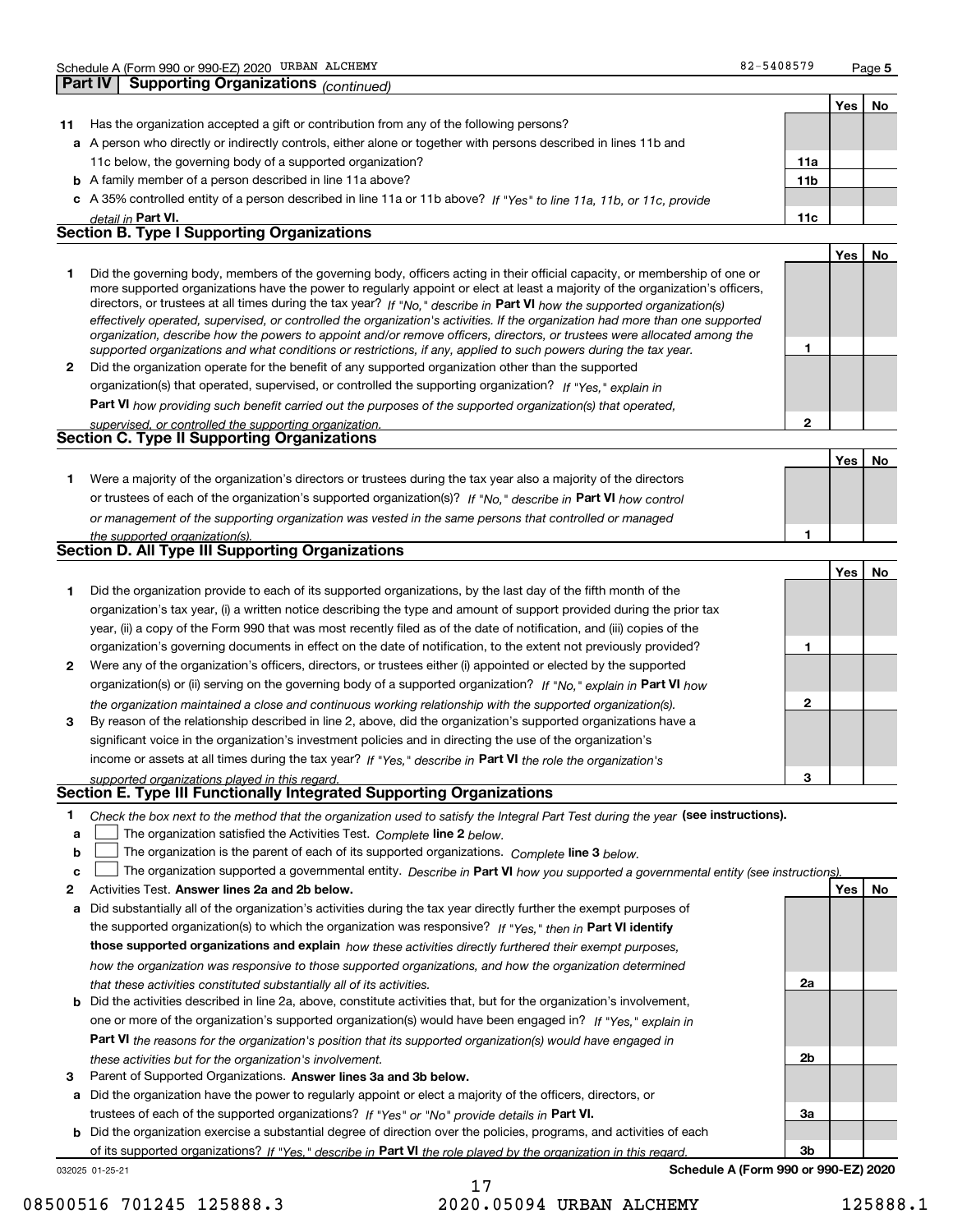Schedule A (Form 990 or 990-EZ) 2020 URBAN ALCHEMY 82-5408579 Page **5**

## Part IV Supporting Organizations *(continued)*

| | | | Yes | No |
|---|---|---|---|---|
| **11** | Has the organization accepted a gift or contribution from any of the following persons? | | | |
| **a** | A person who directly or indirectly controls, either alone or together with persons described in lines 11b and 11c below, the governing body of a supported organization? | **11a** | | |
| **b** | A family member of a person described in line 11a above? | **11b** | | |
| **c** | A 35% controlled entity of a person described in line 11a or 11b above? *If "Yes" to line 11a, 11b, or 11c, provide detail in* **Part VI.** | **11c** | | |

### Section B. Type I Supporting Organizations

| | | | Yes | No |
|---|---|---|---|---|
| **1** | Did the governing body, members of the governing body, officers acting in their official capacity, or membership of one or more supported organizations have the power to regularly appoint or elect at least a majority of the organization's officers, directors, or trustees at all times during the tax year? *If "No," describe in* **Part VI** *how the supported organization(s) effectively operated, supervised, or controlled the organization's activities. If the organization had more than one supported organization, describe how the powers to appoint and/or remove officers, directors, or trustees were allocated among the supported organizations and what conditions or restrictions, if any, applied to such powers during the tax year.* | **1** | | |
| **2** | Did the organization operate for the benefit of any supported organization other than the supported organization(s) that operated, supervised, or controlled the supporting organization? *If "Yes," explain in* **Part VI** *how providing such benefit carried out the purposes of the supported organization(s) that operated, supervised, or controlled the supporting organization.* | **2** | | |

### Section C. Type II Supporting Organizations

| | | | Yes | No |
|---|---|---|---|---|
| **1** | Were a majority of the organization's directors or trustees during the tax year also a majority of the directors or trustees of each of the organization's supported organization(s)? *If "No," describe in* **Part VI** *how control or management of the supporting organization was vested in the same persons that controlled or managed the supported organization(s).* | **1** | | |

### Section D. All Type III Supporting Organizations

| | | | Yes | No |
|---|---|---|---|---|
| **1** | Did the organization provide to each of its supported organizations, by the last day of the fifth month of the organization's tax year, (i) a written notice describing the type and amount of support provided during the prior tax year, (ii) a copy of the Form 990 that was most recently filed as of the date of notification, and (iii) copies of the organization's governing documents in effect on the date of notification, to the extent not previously provided? | **1** | | |
| **2** | Were any of the organization's officers, directors, or trustees either (i) appointed or elected by the supported organization(s) or (ii) serving on the governing body of a supported organization? *If "No," explain in* **Part VI** *how the organization maintained a close and continuous working relationship with the supported organization(s).* | **2** | | |
| **3** | By reason of the relationship described in line 2, above, did the organization's supported organizations have a significant voice in the organization's investment policies and in directing the use of the organization's income or assets at all times during the tax year? *If "Yes," describe in* **Part VI** *the role the organization's supported organizations played in this regard.* | **3** | | |

### Section E. Type III Functionally Integrated Supporting Organizations

**1** *Check the box next to the method that the organization used to satisfy the Integral Part Test during the year* **(see instructions).**

- **a** ☐ The organization satisfied the Activities Test. *Complete* **line 2** *below.*
- **b** ☐ The organization is the parent of each of its supported organizations. *Complete* **line 3** *below.*
- **c** ☐ The organization supported a governmental entity. *Describe in* **Part VI** *how you supported a governmental entity (see instructions).*

| | | | Yes | No |
|---|---|---|---|---|
| **2** | Activities Test. **Answer lines 2a and 2b below.** | | | |
| **a** | Did substantially all of the organization's activities during the tax year directly further the exempt purposes of the supported organization(s) to which the organization was responsive? *If "Yes," then in* **Part VI identify those supported organizations and explain** *how these activities directly furthered their exempt purposes, how the organization was responsive to those supported organizations, and how the organization determined that these activities constituted substantially all of its activities.* | **2a** | | |
| **b** | Did the activities described in line 2a, above, constitute activities that, but for the organization's involvement, one or more of the organization's supported organization(s) would have been engaged in? *If "Yes," explain in* **Part VI** *the reasons for the organization's position that its supported organization(s) would have engaged in these activities but for the organization's involvement.* | **2b** | | |
| **3** | Parent of Supported Organizations. **Answer lines 3a and 3b below.** | | | |
| **a** | Did the organization have the power to regularly appoint or elect a majority of the officers, directors, or trustees of each of the supported organizations? *If "Yes" or "No" provide details in* **Part VI.** | **3a** | | |
| **b** | Did the organization exercise a substantial degree of direction over the policies, programs, and activities of each of its supported organizations? *If "Yes," describe in* **Part VI** *the role played by the organization in this regard.* | **3b** | | |

032025 01-25-21 **Schedule A (Form 990 or 990-EZ) 2020**

08500516 701245 125888.3 2020.05094 URBAN ALCHEMY 125888.1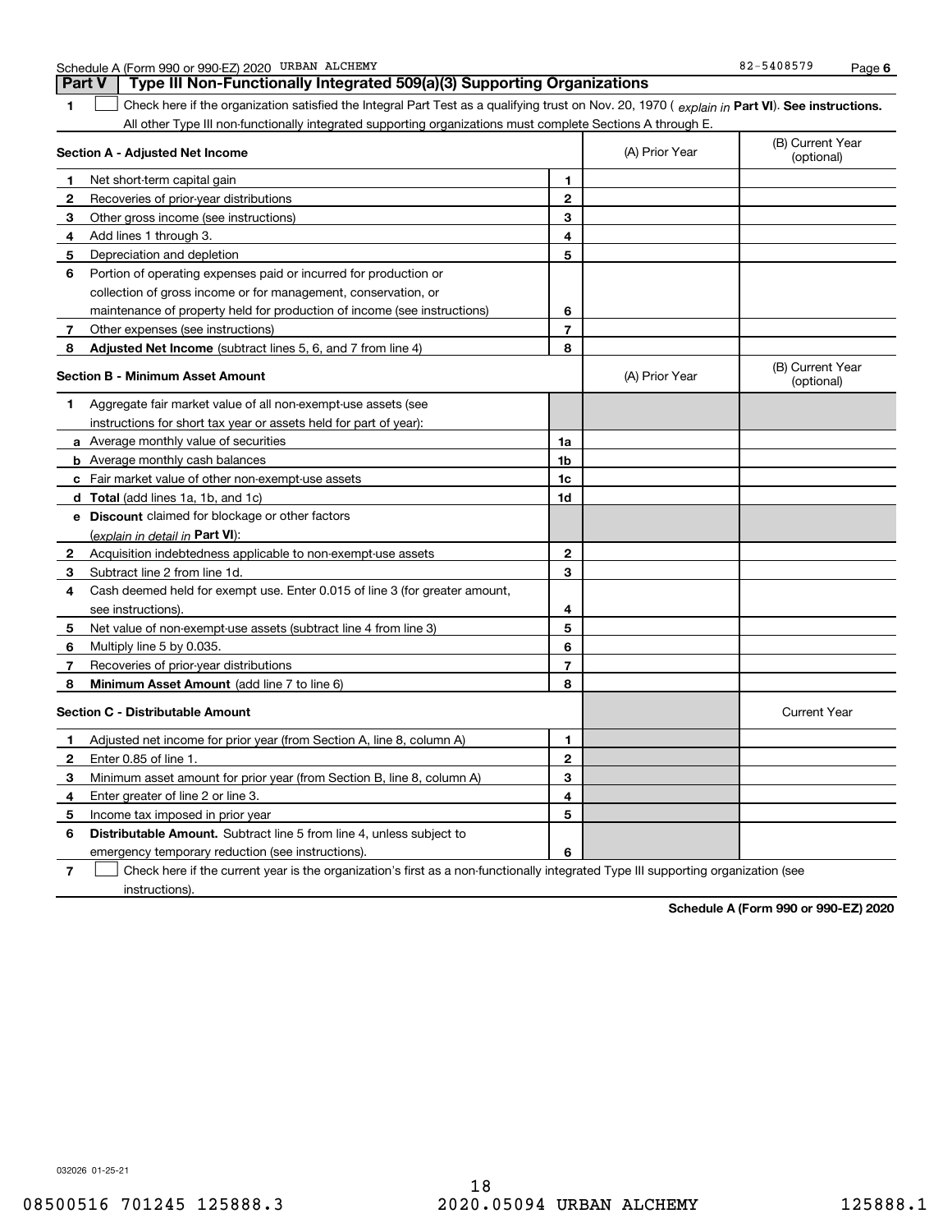Schedule A (Form 990 or 990-EZ) 2020 URBAN ALCHEMY 82-5408579

## Part V Type III Non-Functionally Integrated 509(a)(3) Supporting Organizations

**1** ☐ Check here if the organization satisfied the Integral Part Test as a qualifying trust on Nov. 20, 1970 ( *explain in* **Part VI**). **See instructions.** All other Type III non-functionally integrated supporting organizations must complete Sections A through E.

| **Section A - Adjusted Net Income** | | (A) Prior Year | (B) Current Year (optional) |
|---|---|---|---|
| **1** Net short-term capital gain | 1 | | |
| **2** Recoveries of prior-year distributions | 2 | | |
| **3** Other gross income (see instructions) | 3 | | |
| **4** Add lines 1 through 3. | 4 | | |
| **5** Depreciation and depletion | 5 | | |
| **6** Portion of operating expenses paid or incurred for production or collection of gross income or for management, conservation, or maintenance of property held for production of income (see instructions) | 6 | | |
| **7** Other expenses (see instructions) | 7 | | |
| **8** **Adjusted Net Income** (subtract lines 5, 6, and 7 from line 4) | 8 | | |

| **Section B - Minimum Asset Amount** | | (A) Prior Year | (B) Current Year (optional) |
|---|---|---|---|
| **1** Aggregate fair market value of all non-exempt-use assets (see instructions for short tax year or assets held for part of year): | | | |
| **a** Average monthly value of securities | 1a | | |
| **b** Average monthly cash balances | 1b | | |
| **c** Fair market value of other non-exempt-use assets | 1c | | |
| **d** **Total** (add lines 1a, 1b, and 1c) | 1d | | |
| **e** **Discount** claimed for blockage or other factors (*explain in detail in* **Part VI**): | | | |
| **2** Acquisition indebtedness applicable to non-exempt-use assets | 2 | | |
| **3** Subtract line 2 from line 1d. | 3 | | |
| **4** Cash deemed held for exempt use. Enter 0.015 of line 3 (for greater amount, see instructions). | 4 | | |
| **5** Net value of non-exempt-use assets (subtract line 4 from line 3) | 5 | | |
| **6** Multiply line 5 by 0.035. | 6 | | |
| **7** Recoveries of prior-year distributions | 7 | | |
| **8** **Minimum Asset Amount** (add line 7 to line 6) | 8 | | |

| **Section C - Distributable Amount** | | | Current Year |
|---|---|---|---|
| **1** Adjusted net income for prior year (from Section A, line 8, column A) | 1 | | |
| **2** Enter 0.85 of line 1. | 2 | | |
| **3** Minimum asset amount for prior year (from Section B, line 8, column A) | 3 | | |
| **4** Enter greater of line 2 or line 3. | 4 | | |
| **5** Income tax imposed in prior year | 5 | | |
| **6** **Distributable Amount.** Subtract line 5 from line 4, unless subject to emergency temporary reduction (see instructions). | 6 | | |

**7** ☐ Check here if the current year is the organization's first as a non-functionally integrated Type III supporting organization (see instructions).

**Schedule A (Form 990 or 990-EZ) 2020**

032026 01-25-21

08500516 701245 125888.3 2020.05094 URBAN ALCHEMY 125888.1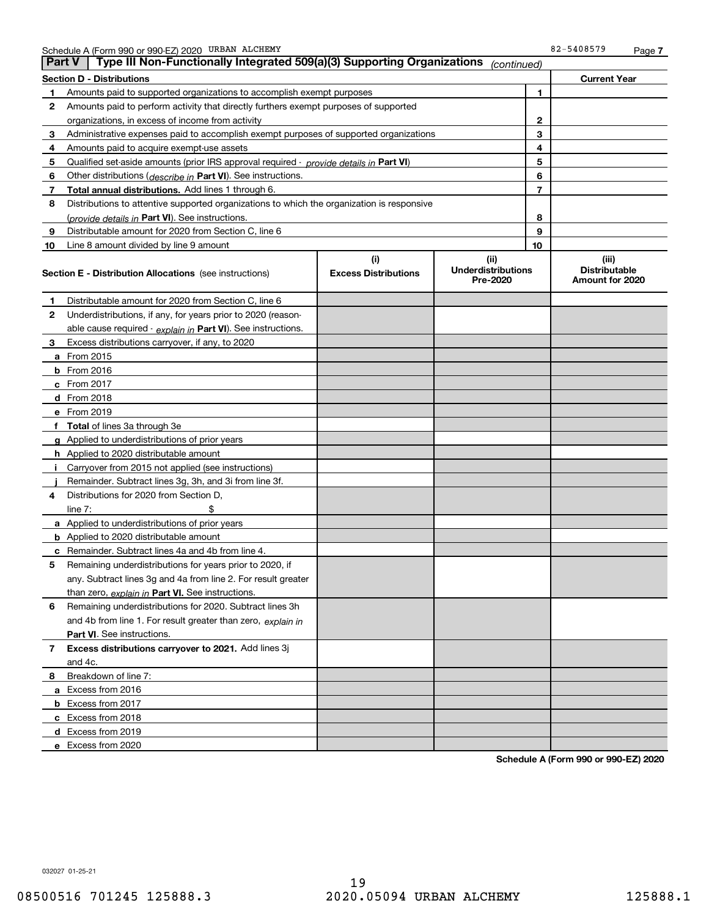Schedule A (Form 990 or 990-EZ) 2020 URBAN ALCHEMY 82-5408579 Page 7

## Part V | Type III Non-Functionally Integrated 509(a)(3) Supporting Organizations *(continued)*

| Section D - Distributions | | | Current Year |
|---|---|---|---|
| 1 | Amounts paid to supported organizations to accomplish exempt purposes | 1 | |
| 2 | Amounts paid to perform activity that directly furthers exempt purposes of supported organizations, in excess of income from activity | 2 | |
| 3 | Administrative expenses paid to accomplish exempt purposes of supported organizations | 3 | |
| 4 | Amounts paid to acquire exempt-use assets | 4 | |
| 5 | Qualified set-aside amounts (prior IRS approval required - *provide details in* **Part VI**) | 5 | |
| 6 | Other distributions (*describe in* **Part VI**). See instructions. | 6 | |
| 7 | **Total annual distributions.** Add lines 1 through 6. | 7 | |
| 8 | Distributions to attentive supported organizations to which the organization is responsive (*provide details in* **Part VI**). See instructions. | 8 | |
| 9 | Distributable amount for 2020 from Section C, line 6 | 9 | |
| 10 | Line 8 amount divided by line 9 amount | 10 | |

| Section E - Distribution Allocations (see instructions) | (i) Excess Distributions | (ii) Underdistributions Pre-2020 | (iii) Distributable Amount for 2020 |
|---|---|---|---|
| **1** Distributable amount for 2020 from Section C, line 6 | | | |
| **2** Underdistributions, if any, for years prior to 2020 (reasonable cause required - *explain in* **Part VI**). See instructions. | | | |
| **3** Excess distributions carryover, if any, to 2020 | | | |
| **a** From 2015 | | | |
| **b** From 2016 | | | |
| **c** From 2017 | | | |
| **d** From 2018 | | | |
| **e** From 2019 | | | |
| **f Total** of lines 3a through 3e | | | |
| **g** Applied to underdistributions of prior years | | | |
| **h** Applied to 2020 distributable amount | | | |
| **i** Carryover from 2015 not applied (see instructions) | | | |
| **j** Remainder. Subtract lines 3g, 3h, and 3i from line 3f. | | | |
| **4** Distributions for 2020 from Section D, line 7: $ | | | |
| **a** Applied to underdistributions of prior years | | | |
| **b** Applied to 2020 distributable amount | | | |
| **c** Remainder. Subtract lines 4a and 4b from line 4. | | | |
| **5** Remaining underdistributions for years prior to 2020, if any. Subtract lines 3g and 4a from line 2. For result greater than zero, *explain in* **Part VI.** See instructions. | | | |
| **6** Remaining underdistributions for 2020. Subtract lines 3h and 4b from line 1. For result greater than zero, *explain in* **Part VI**. See instructions. | | | |
| **7 Excess distributions carryover to 2021.** Add lines 3j and 4c. | | | |
| **8** Breakdown of line 7: | | | |
| **a** Excess from 2016 | | | |
| **b** Excess from 2017 | | | |
| **c** Excess from 2018 | | | |
| **d** Excess from 2019 | | | |
| **e** Excess from 2020 | | | |

**Schedule A (Form 990 or 990-EZ) 2020**

032027 01-25-21

08500516 701245 125888.3 2020.05094 URBAN ALCHEMY 125888.1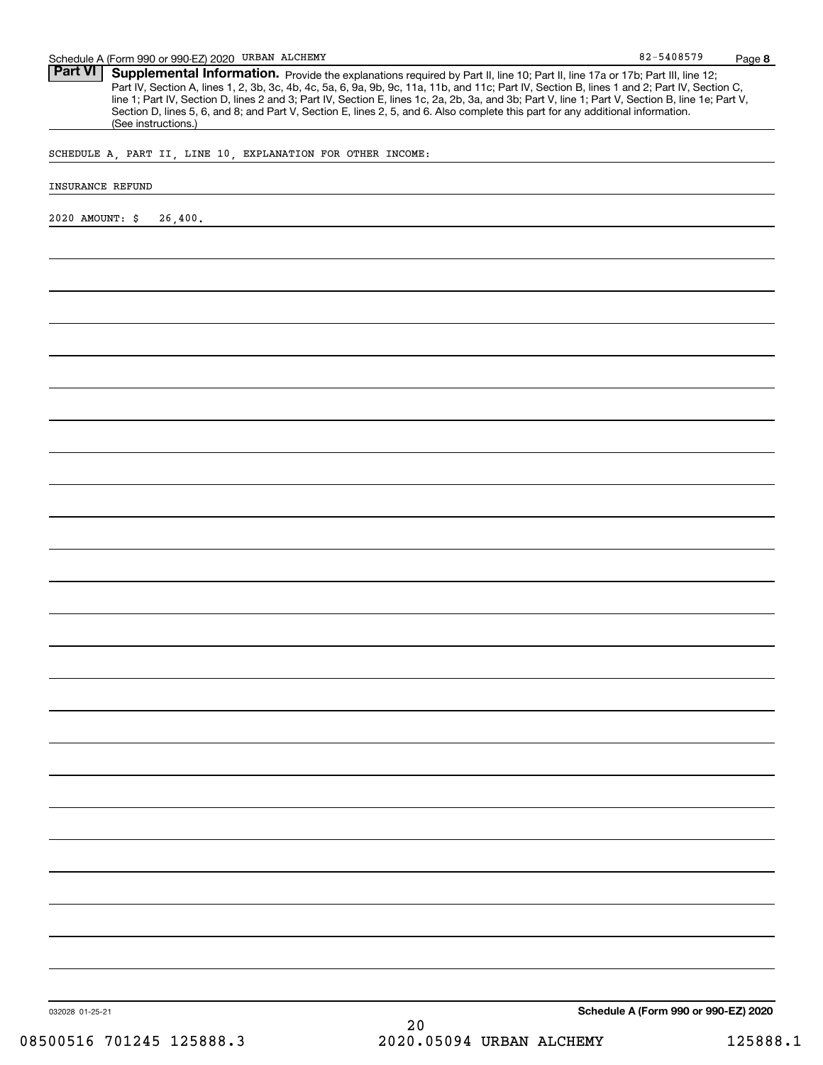## Part VI Supplemental Information.

Provide the explanations required by Part II, line 10; Part II, line 17a or 17b; Part III, line 12; Part IV, Section A, lines 1, 2, 3b, 3c, 4b, 4c, 5a, 6, 9a, 9b, 9c, 11a, 11b, and 11c; Part IV, Section B, lines 1 and 2; Part IV, Section C, line 1; Part IV, Section D, lines 2 and 3; Part IV, Section E, lines 1c, 2a, 2b, 3a, and 3b; Part V, line 1; Part V, Section B, line 1e; Part V, Section D, lines 5, 6, and 8; and Part V, Section E, lines 2, 5, and 6. Also complete this part for any additional information. (See instructions.)

SCHEDULE A, PART II, LINE 10, EXPLANATION FOR OTHER INCOME:

INSURANCE REFUND

2020 AMOUNT: $ 26,400.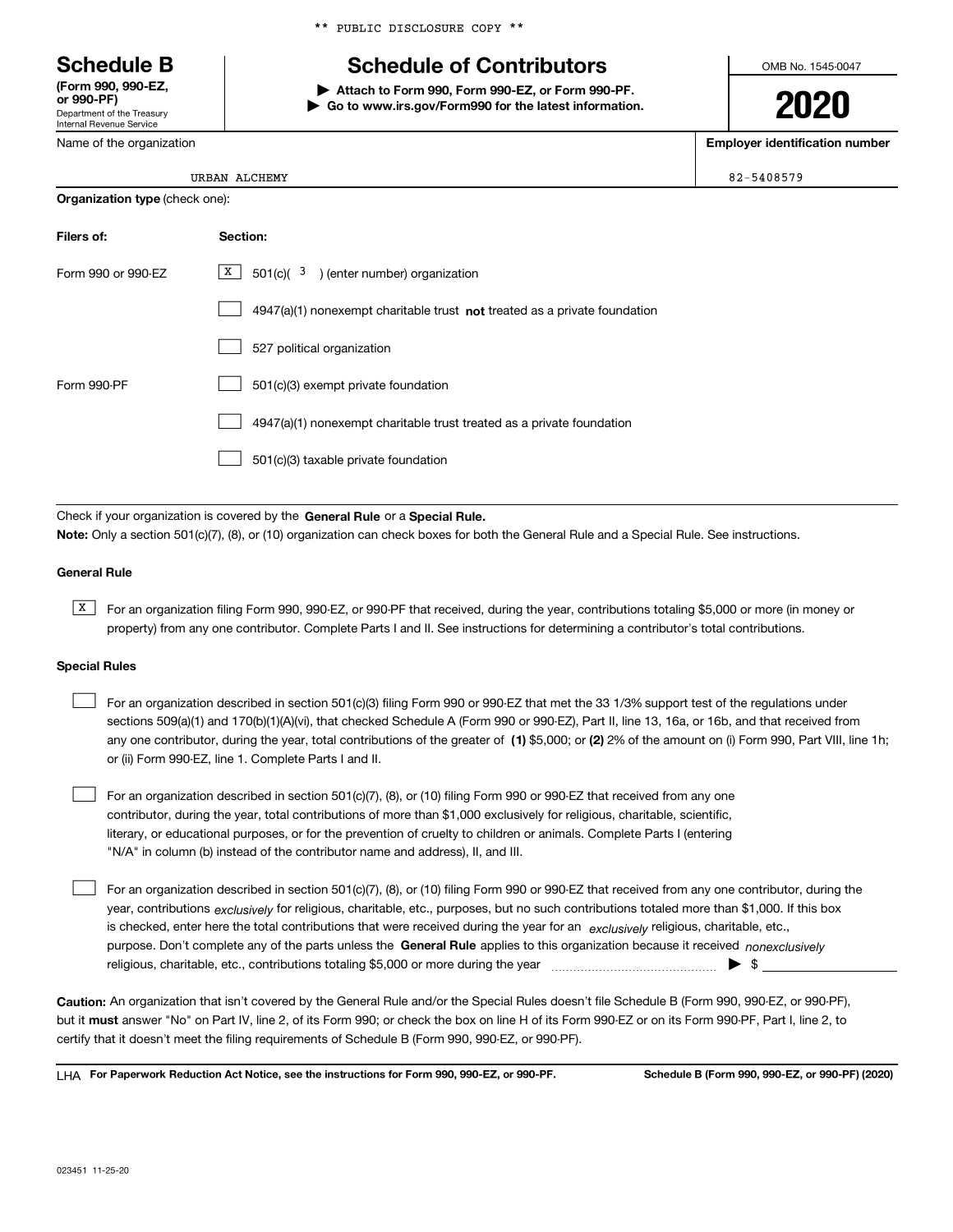** PUBLIC DISCLOSURE COPY **

# Schedule B
**(Form 990, 990-EZ, or 990-PF)**
Department of the Treasury
Internal Revenue Service

# Schedule of Contributors

**▶ Attach to Form 990, Form 990-EZ, or Form 990-PF.**
**▶ Go to www.irs.gov/Form990 for the latest information.**

OMB No. 1545-0047

**2020**

Name of the organization: URBAN ALCHEMY

**Employer identification number:** 82-5408579

**Organization type** (check one):

| Filers of: | Section: |
|---|---|
| Form 990 or 990-EZ | [X] 501(c)( 3 ) (enter number) organization |
| | [ ] 4947(a)(1) nonexempt charitable trust **not** treated as a private foundation |
| | [ ] 527 political organization |
| Form 990-PF | [ ] 501(c)(3) exempt private foundation |
| | [ ] 4947(a)(1) nonexempt charitable trust treated as a private foundation |
| | [ ] 501(c)(3) taxable private foundation |

Check if your organization is covered by the **General Rule** or a **Special Rule.**
**Note:** Only a section 501(c)(7), (8), or (10) organization can check boxes for both the General Rule and a Special Rule. See instructions.

### General Rule

[X] For an organization filing Form 990, 990-EZ, or 990-PF that received, during the year, contributions totaling $5,000 or more (in money or property) from any one contributor. Complete Parts I and II. See instructions for determining a contributor's total contributions.

### Special Rules

[ ] For an organization described in section 501(c)(3) filing Form 990 or 990-EZ that met the 33 1/3% support test of the regulations under sections 509(a)(1) and 170(b)(1)(A)(vi), that checked Schedule A (Form 990 or 990-EZ), Part II, line 13, 16a, or 16b, and that received from any one contributor, during the year, total contributions of the greater of **(1)** $5,000; or **(2)** 2% of the amount on (i) Form 990, Part VIII, line 1h; or (ii) Form 990-EZ, line 1. Complete Parts I and II.

[ ] For an organization described in section 501(c)(7), (8), or (10) filing Form 990 or 990-EZ that received from any one contributor, during the year, total contributions of more than $1,000 exclusively for religious, charitable, scientific, literary, or educational purposes, or for the prevention of cruelty to children or animals. Complete Parts I (entering "N/A" in column (b) instead of the contributor name and address), II, and III.

[ ] For an organization described in section 501(c)(7), (8), or (10) filing Form 990 or 990-EZ that received from any one contributor, during the year, contributions *exclusively* for religious, charitable, etc., purposes, but no such contributions totaled more than $1,000. If this box is checked, enter here the total contributions that were received during the year for an *exclusively* religious, charitable, etc., purpose. Don't complete any of the parts unless the **General Rule** applies to this organization because it received *nonexclusively* religious, charitable, etc., contributions totaling $5,000 or more during the year ..................... ▶ $ ________

**Caution:** An organization that isn't covered by the General Rule and/or the Special Rules doesn't file Schedule B (Form 990, 990-EZ, or 990-PF), but it **must** answer "No" on Part IV, line 2, of its Form 990; or check the box on line H of its Form 990-EZ or on its Form 990-PF, Part I, line 2, to certify that it doesn't meet the filing requirements of Schedule B (Form 990, 990-EZ, or 990-PF).

LHA **For Paperwork Reduction Act Notice, see the instructions for Form 990, 990-EZ, or 990-PF.** **Schedule B (Form 990, 990-EZ, or 990-PF) (2020)**

023451 11-25-20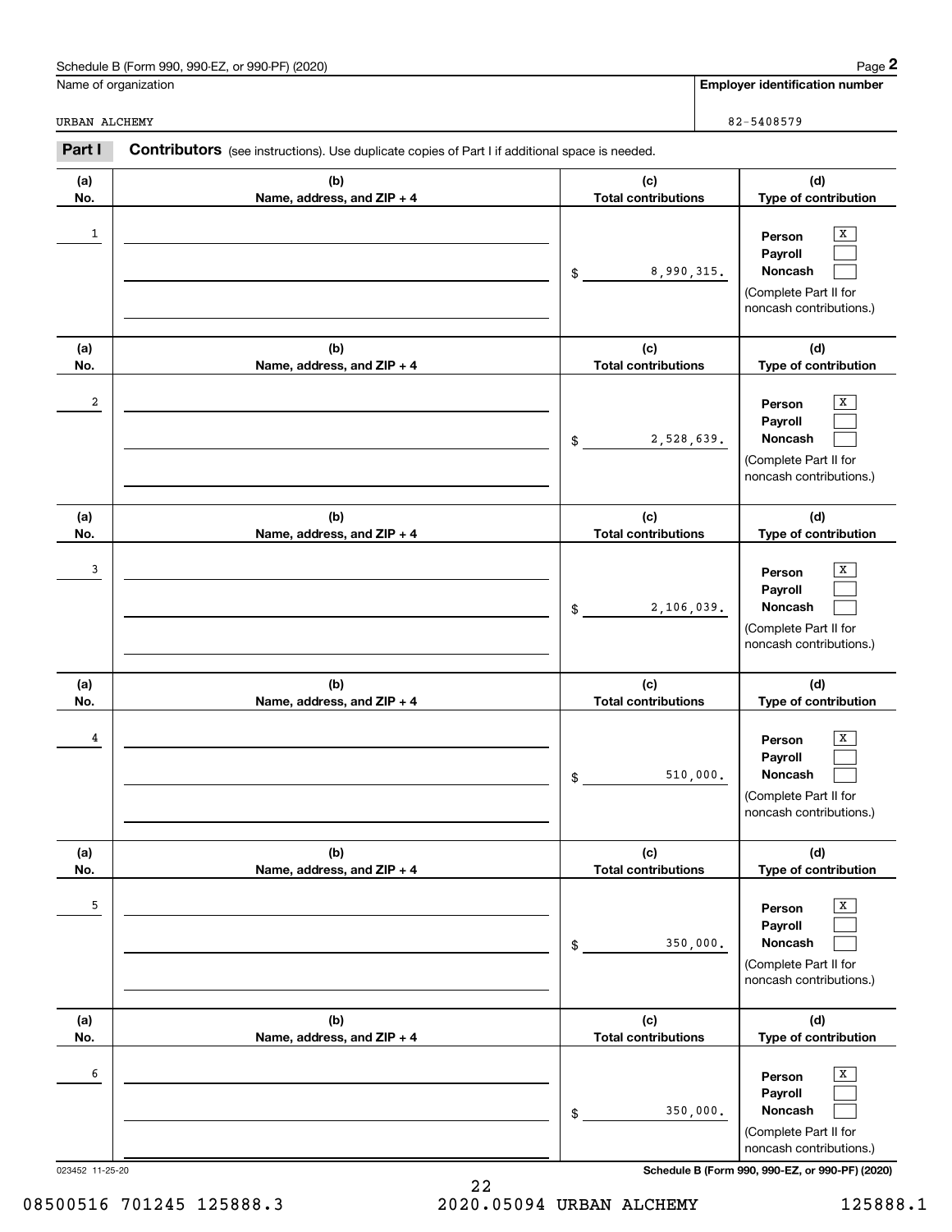Schedule B (Form 990, 990-EZ, or 990-PF) (2020)

| Name of organization | Employer identification number |
| --- | --- |
| URBAN ALCHEMY | 82-5408579 |

## Part I Contributors (see instructions). Use duplicate copies of Part I if additional space is needed.

| (a) No. | (b) Name, address, and ZIP + 4 | (c) Total contributions | (d) Type of contribution |
| --- | --- | --- | --- |
| 1 | | $ 8,990,315. | Person [X] Payroll [ ] Noncash [ ] (Complete Part II for noncash contributions.) |
| 2 | | $ 2,528,639. | Person [X] Payroll [ ] Noncash [ ] (Complete Part II for noncash contributions.) |
| 3 | | $ 2,106,039. | Person [X] Payroll [ ] Noncash [ ] (Complete Part II for noncash contributions.) |
| 4 | | $ 510,000. | Person [X] Payroll [ ] Noncash [ ] (Complete Part II for noncash contributions.) |
| 5 | | $ 350,000. | Person [X] Payroll [ ] Noncash [ ] (Complete Part II for noncash contributions.) |
| 6 | | $ 350,000. | Person [X] Payroll [ ] Noncash [ ] (Complete Part II for noncash contributions.) |

023452 11-25-20

Schedule B (Form 990, 990-EZ, or 990-PF) (2020)

08500516 701245 125888.3 2020.05094 URBAN ALCHEMY 125888.1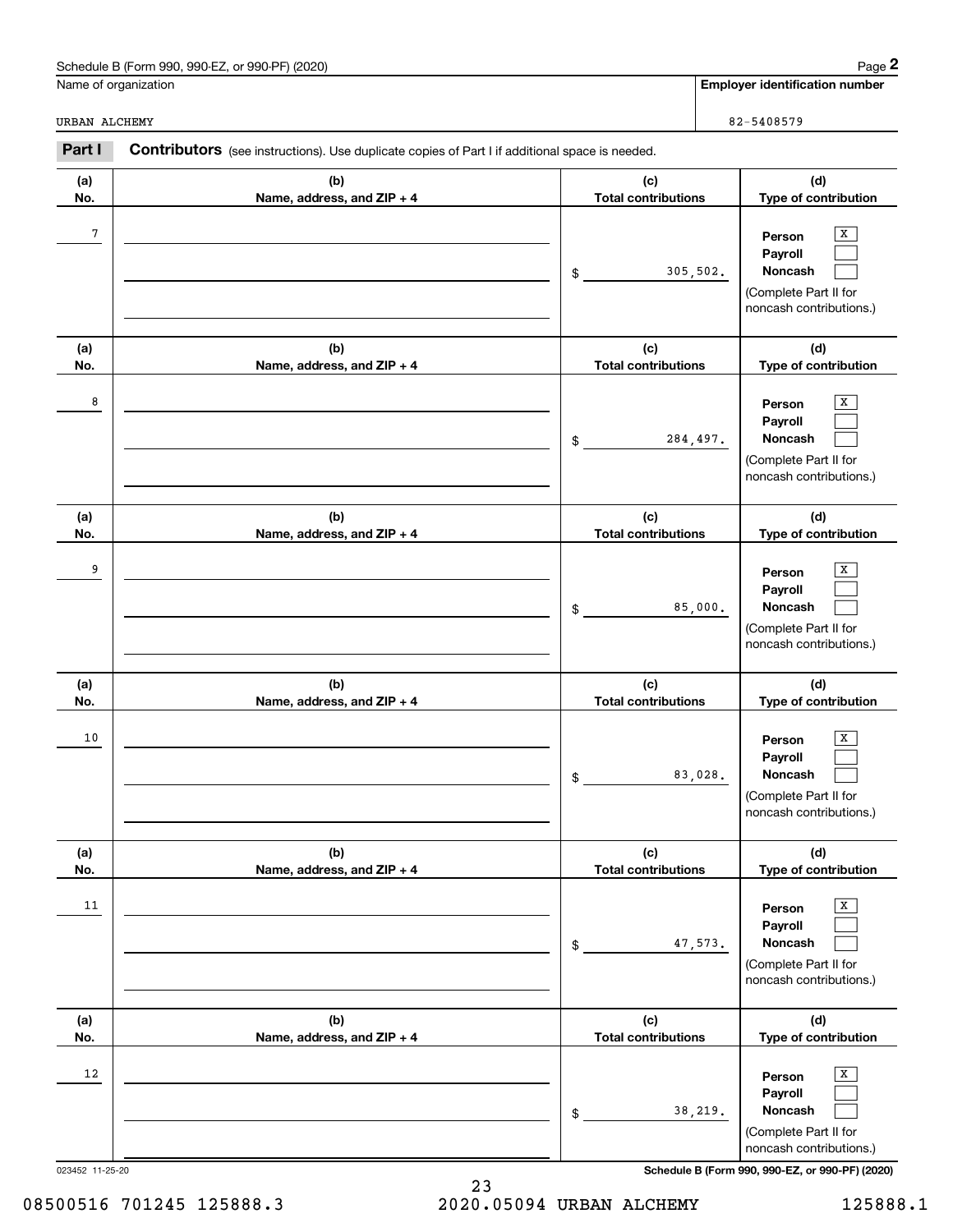Schedule B (Form 990, 990-EZ, or 990-PF) (2020)

Name of organization: URBAN ALCHEMY

**Employer identification number:** 82-5408579

## Part I Contributors (see instructions). Use duplicate copies of Part I if additional space is needed.

| (a) No. | (b) Name, address, and ZIP + 4 | (c) Total contributions | (d) Type of contribution |
|---|---|---|---|
| 7 | | $ 305,502. | Person [X] Payroll [ ] Noncash [ ] (Complete Part II for noncash contributions.) |
| 8 | | $ 284,497. | Person [X] Payroll [ ] Noncash [ ] (Complete Part II for noncash contributions.) |
| 9 | | $ 85,000. | Person [X] Payroll [ ] Noncash [ ] (Complete Part II for noncash contributions.) |
| 10 | | $ 83,028. | Person [X] Payroll [ ] Noncash [ ] (Complete Part II for noncash contributions.) |
| 11 | | $ 47,573. | Person [X] Payroll [ ] Noncash [ ] (Complete Part II for noncash contributions.) |
| 12 | | $ 38,219. | Person [X] Payroll [ ] Noncash [ ] (Complete Part II for noncash contributions.) |

023452 11-25-20

Schedule B (Form 990, 990-EZ, or 990-PF) (2020)

08500516 701245 125888.3 2020.05094 URBAN ALCHEMY 125888.1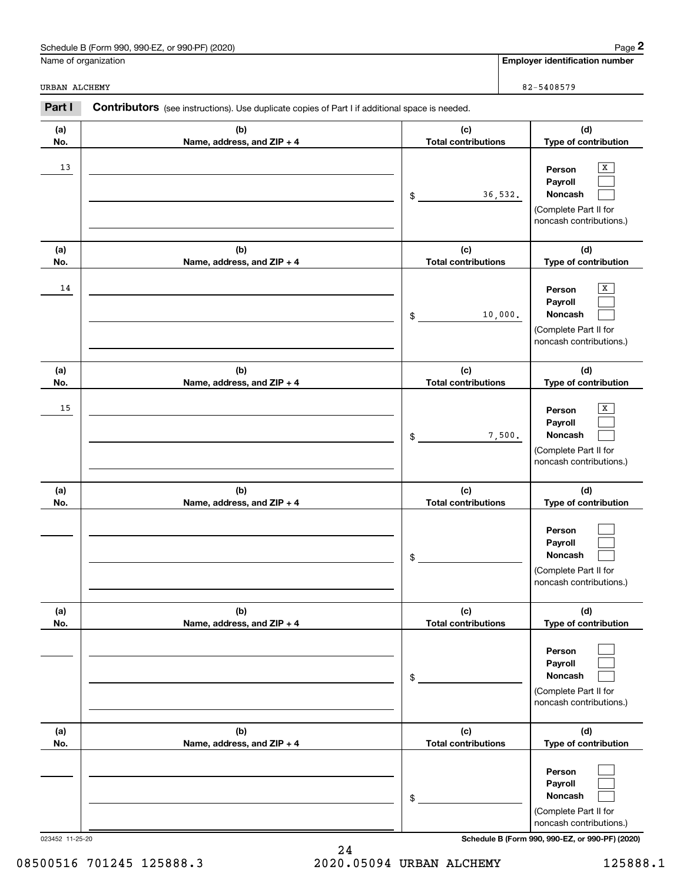Schedule B (Form 990, 990-EZ, or 990-PF) (2020)

Name of organization: URBAN ALCHEMY

Employer identification number: 82-5408579

## Part I Contributors (see instructions). Use duplicate copies of Part I if additional space is needed.

| (a) No. | (b) Name, address, and ZIP + 4 | (c) Total contributions | (d) Type of contribution |
|---|---|---|---|
| 13 | | $ 36,532. | Person [X] Payroll [ ] Noncash [ ] (Complete Part II for noncash contributions.) |
| 14 | | $ 10,000. | Person [X] Payroll [ ] Noncash [ ] (Complete Part II for noncash contributions.) |
| 15 | | $ 7,500. | Person [X] Payroll [ ] Noncash [ ] (Complete Part II for noncash contributions.) |
| | | $ | Person [ ] Payroll [ ] Noncash [ ] (Complete Part II for noncash contributions.) |
| | | $ | Person [ ] Payroll [ ] Noncash [ ] (Complete Part II for noncash contributions.) |
| | | $ | Person [ ] Payroll [ ] Noncash [ ] (Complete Part II for noncash contributions.) |

023452 11-25-20

Schedule B (Form 990, 990-EZ, or 990-PF) (2020)

08500516 701245 125888.3 2020.05094 URBAN ALCHEMY 125888.1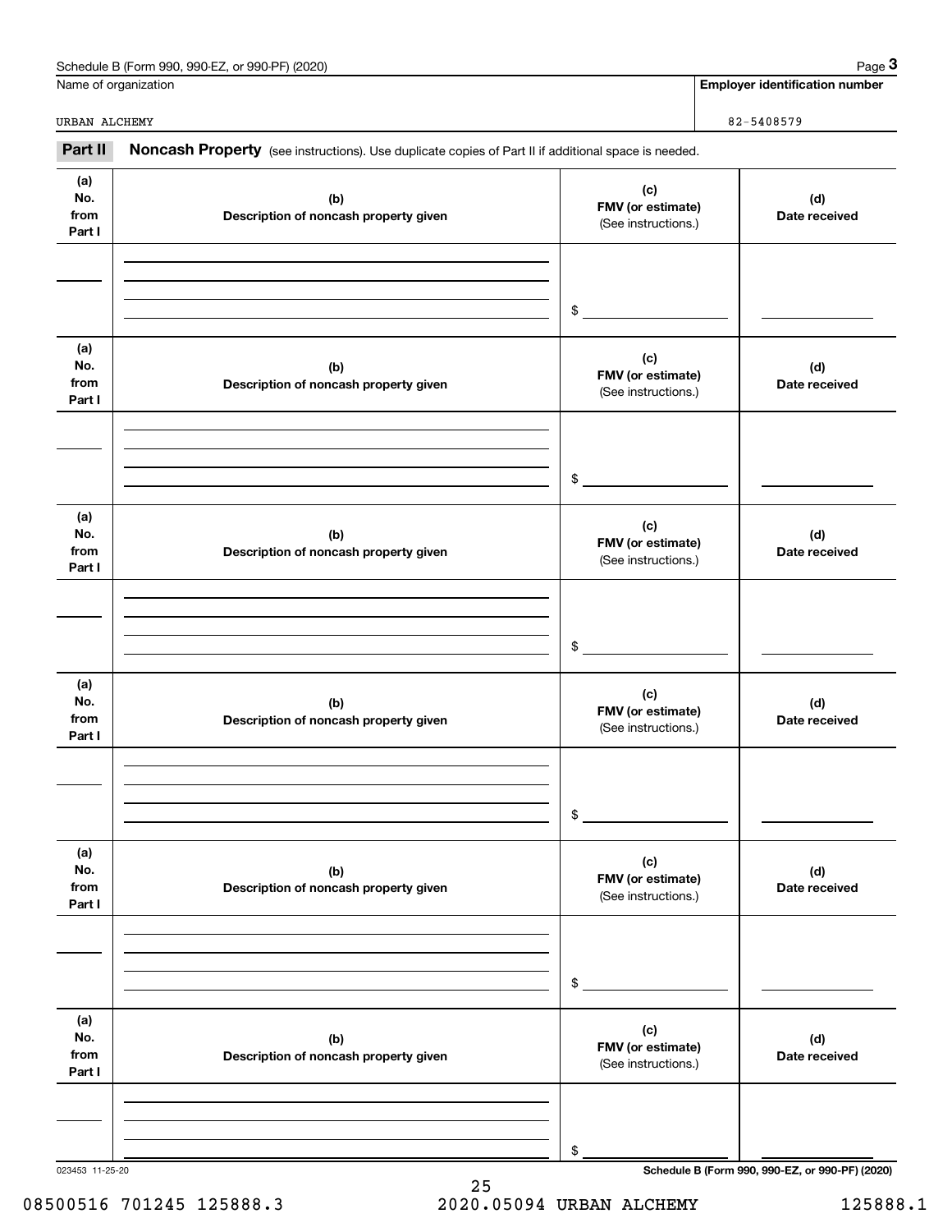Schedule B (Form 990, 990-EZ, or 990-PF) (2020) Page **3**

Name of organization: URBAN ALCHEMY

**Employer identification number**: 82-5408579

**Part II** **Noncash Property** (see instructions). Use duplicate copies of Part II if additional space is needed.

| (a) No. from Part I | (b) Description of noncash property given | (c) FMV (or estimate) (See instructions.) | (d) Date received |
|---|---|---|---|
| | | $ | |

| (a) No. from Part I | (b) Description of noncash property given | (c) FMV (or estimate) (See instructions.) | (d) Date received |
|---|---|---|---|
| | | $ | |

| (a) No. from Part I | (b) Description of noncash property given | (c) FMV (or estimate) (See instructions.) | (d) Date received |
|---|---|---|---|
| | | $ | |

| (a) No. from Part I | (b) Description of noncash property given | (c) FMV (or estimate) (See instructions.) | (d) Date received |
|---|---|---|---|
| | | $ | |

| (a) No. from Part I | (b) Description of noncash property given | (c) FMV (or estimate) (See instructions.) | (d) Date received |
|---|---|---|---|
| | | $ | |

| (a) No. from Part I | (b) Description of noncash property given | (c) FMV (or estimate) (See instructions.) | (d) Date received |
|---|---|---|---|
| | | $ | |

023453 11-25-20 **Schedule B (Form 990, 990-EZ, or 990-PF) (2020)**

08500516 701245 125888.3 2020.05094 URBAN ALCHEMY 125888.1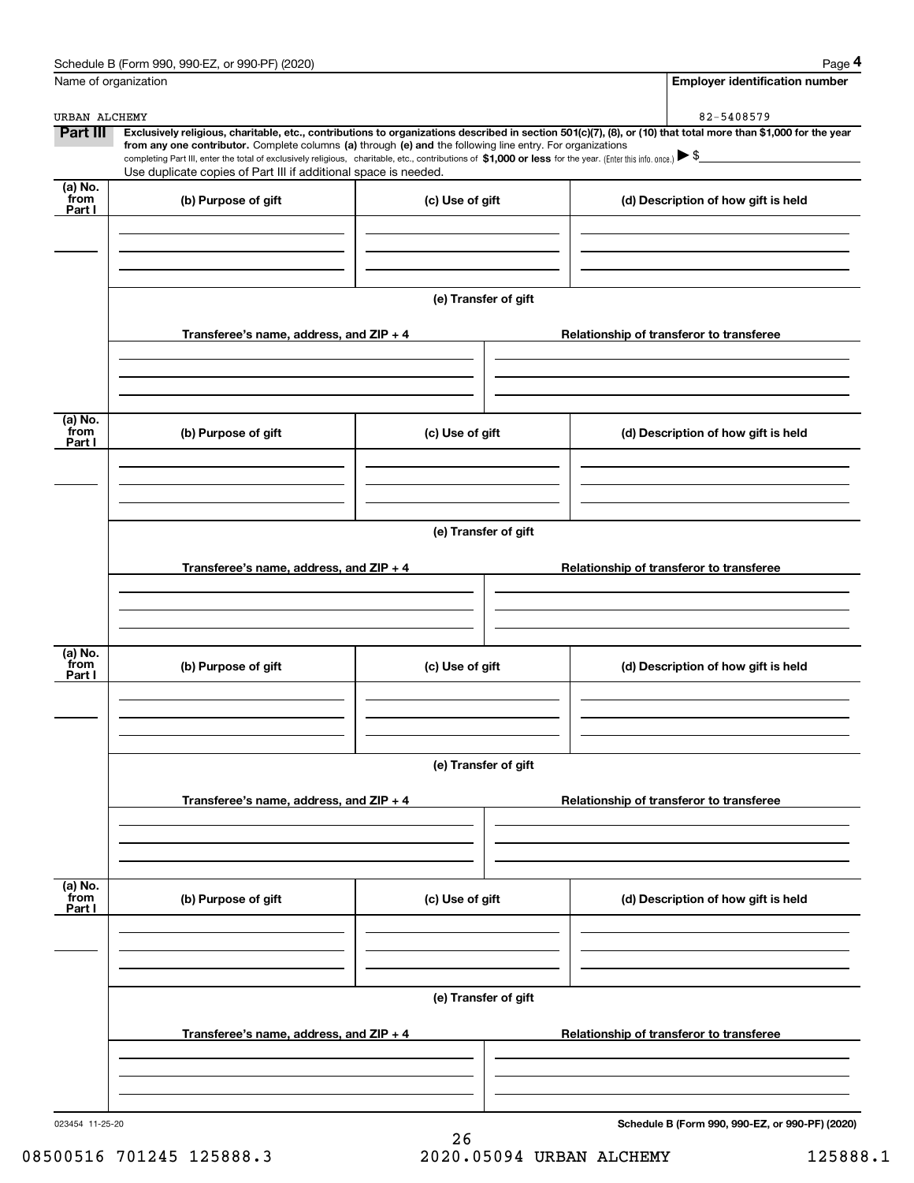Schedule B (Form 990, 990-EZ, or 990-PF) (2020) Page **4**

Name of organization: URBAN ALCHEMY

**Employer identification number**: 82-5408579

**Part III** **Exclusively religious, charitable, etc., contributions to organizations described in section 501(c)(7), (8), or (10) that total more than $1,000 for the year from any one contributor.** Complete columns **(a)** through **(e) and** the following line entry. For organizations completing Part III, enter the total of exclusively religious, charitable, etc., contributions of **$1,000 or less** for the year. (Enter this info. once.) ▶ $

Use duplicate copies of Part III if additional space is needed.

| (a) No. from Part I | (b) Purpose of gift | (c) Use of gift | (d) Description of how gift is held |
|---|---|---|---|
| | | | |

(e) Transfer of gift

| Transferee's name, address, and ZIP + 4 | Relationship of transferor to transferee |
|---|---|
| | |

| (a) No. from Part I | (b) Purpose of gift | (c) Use of gift | (d) Description of how gift is held |
|---|---|---|---|
| | | | |

(e) Transfer of gift

| Transferee's name, address, and ZIP + 4 | Relationship of transferor to transferee |
|---|---|
| | |

| (a) No. from Part I | (b) Purpose of gift | (c) Use of gift | (d) Description of how gift is held |
|---|---|---|---|
| | | | |

(e) Transfer of gift

| Transferee's name, address, and ZIP + 4 | Relationship of transferor to transferee |
|---|---|
| | |

| (a) No. from Part I | (b) Purpose of gift | (c) Use of gift | (d) Description of how gift is held |
|---|---|---|---|
| | | | |

(e) Transfer of gift

| Transferee's name, address, and ZIP + 4 | Relationship of transferor to transferee |
|---|---|
| | |

023454 11-25-20

**Schedule B (Form 990, 990-EZ, or 990-PF) (2020)**

08500516 701245 125888.3 2020.05094 URBAN ALCHEMY 125888.1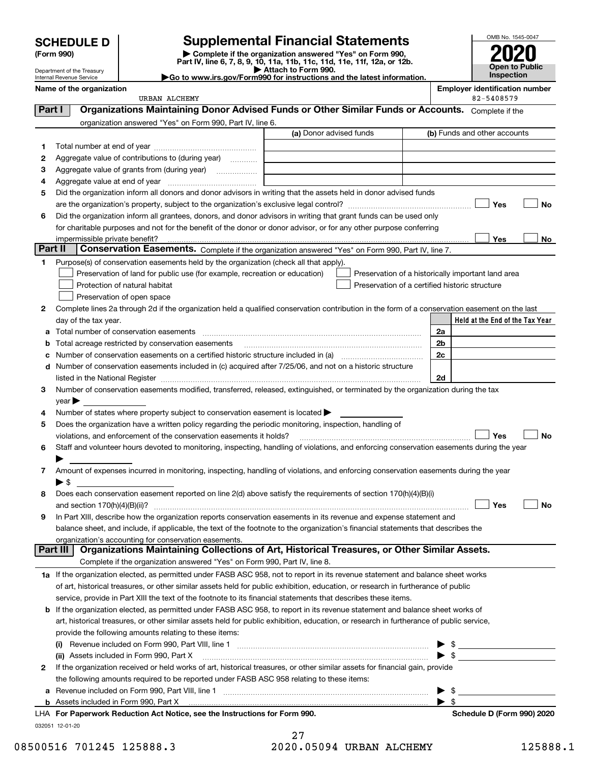# SCHEDULE D (Form 990)

Department of the Treasury
Internal Revenue Service

## Supplemental Financial Statements

▶ Complete if the organization answered "Yes" on Form 990, Part IV, line 6, 7, 8, 9, 10, 11a, 11b, 11c, 11d, 11e, 11f, 12a, or 12b.
▶ Attach to Form 990.
▶Go to www.irs.gov/Form990 for instructions and the latest information.

OMB No. 1545-0047

**2020**

**Open to Public Inspection**

**Name of the organization:** URBAN ALCHEMY

**Employer identification number:** 82-5408579

### Part I — Organizations Maintaining Donor Advised Funds or Other Similar Funds or Accounts.
Complete if the organization answered "Yes" on Form 990, Part IV, line 6.

| | | (a) Donor advised funds | (b) Funds and other accounts |
|---|---|---|---|
| 1 | Total number at end of year | | |
| 2 | Aggregate value of contributions to (during year) | | |
| 3 | Aggregate value of grants from (during year) | | |
| 4 | Aggregate value at end of year | | |

5 Did the organization inform all donors and donor advisors in writing that the assets held in donor advised funds are the organization's property, subject to the organization's exclusive legal control? ☐ Yes ☐ No

6 Did the organization inform all grantees, donors, and donor advisors in writing that grant funds can be used only for charitable purposes and not for the benefit of the donor or donor advisor, or for any other purpose conferring impermissible private benefit? ☐ Yes ☐ No

### Part II — Conservation Easements.
Complete if the organization answered "Yes" on Form 990, Part IV, line 7.

1 Purpose(s) of conservation easements held by the organization (check all that apply).

- ☐ Preservation of land for public use (for example, recreation or education)
- ☐ Protection of natural habitat
- ☐ Preservation of open space
- ☐ Preservation of a historically important land area
- ☐ Preservation of a certified historic structure

2 Complete lines 2a through 2d if the organization held a qualified conservation contribution in the form of a conservation easement on the last day of the tax year.

| | | | Held at the End of the Tax Year |
|---|---|---|---|
| a | Total number of conservation easements | 2a | |
| b | Total acreage restricted by conservation easements | 2b | |
| c | Number of conservation easements on a certified historic structure included in (a) | 2c | |
| d | Number of conservation easements included in (c) acquired after 7/25/06, and not on a historic structure listed in the National Register | 2d | |

3 Number of conservation easements modified, transferred, released, extinguished, or terminated by the organization during the tax year ▶

4 Number of states where property subject to conservation easement is located ▶

5 Does the organization have a written policy regarding the periodic monitoring, inspection, handling of violations, and enforcement of the conservation easements it holds? ☐ Yes ☐ No

6 Staff and volunteer hours devoted to monitoring, inspecting, handling of violations, and enforcing conservation easements during the year ▶

7 Amount of expenses incurred in monitoring, inspecting, handling of violations, and enforcing conservation easements during the year ▶ $

8 Does each conservation easement reported on line 2(d) above satisfy the requirements of section 170(h)(4)(B)(i) and section 170(h)(4)(B)(ii)? ☐ Yes ☐ No

9 In Part XIII, describe how the organization reports conservation easements in its revenue and expense statement and balance sheet, and include, if applicable, the text of the footnote to the organization's financial statements that describes the organization's accounting for conservation easements.

### Part III — Organizations Maintaining Collections of Art, Historical Treasures, or Other Similar Assets.
Complete if the organization answered "Yes" on Form 990, Part IV, line 8.

1a If the organization elected, as permitted under FASB ASC 958, not to report in its revenue statement and balance sheet works of art, historical treasures, or other similar assets held for public exhibition, education, or research in furtherance of public service, provide in Part XIII the text of the footnote to its financial statements that describes these items.

b If the organization elected, as permitted under FASB ASC 958, to report in its revenue statement and balance sheet works of art, historical treasures, or other similar assets held for public exhibition, education, or research in furtherance of public service, provide the following amounts relating to these items:

(i) Revenue included on Form 990, Part VIII, line 1 ▶ $

(ii) Assets included in Form 990, Part X ▶ $

2 If the organization received or held works of art, historical treasures, or other similar assets for financial gain, provide the following amounts required to be reported under FASB ASC 958 relating to these items:

a Revenue included on Form 990, Part VIII, line 1 ▶ $

b Assets included in Form 990, Part X ▶ $

**LHA For Paperwork Reduction Act Notice, see the Instructions for Form 990.** **Schedule D (Form 990) 2020**

032051 12-01-20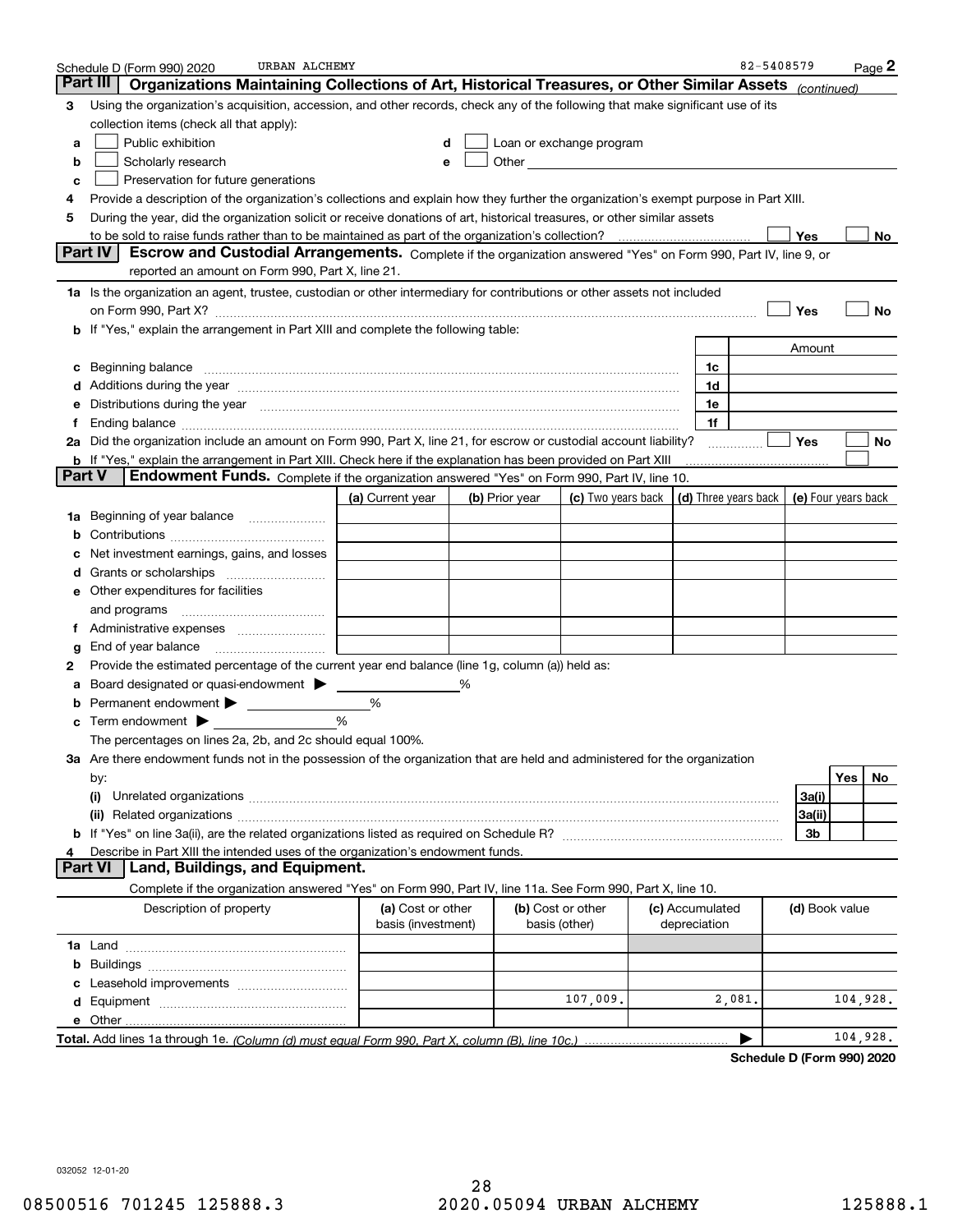Schedule D (Form 990) 2020 URBAN ALCHEMY 82-5408579 Page 2

## Part III Organizations Maintaining Collections of Art, Historical Treasures, or Other Similar Assets *(continued)*

**3** Using the organization's acquisition, accession, and other records, check any of the following that make significant use of its collection items (check all that apply):

- **a** ☐ Public exhibition
- **b** ☐ Scholarly research
- **c** ☐ Preservation for future generations
- **d** ☐ Loan or exchange program
- **e** ☐ Other

**4** Provide a description of the organization's collections and explain how they further the organization's exempt purpose in Part XIII.

**5** During the year, did the organization solicit or receive donations of art, historical treasures, or other similar assets to be sold to raise funds rather than to be maintained as part of the organization's collection? ☐ Yes ☐ No

## Part IV Escrow and Custodial Arrangements.

Complete if the organization answered "Yes" on Form 990, Part IV, line 9, or reported an amount on Form 990, Part X, line 21.

**1a** Is the organization an agent, trustee, custodian or other intermediary for contributions or other assets not included on Form 990, Part X? ☐ Yes ☐ No

**b** If "Yes," explain the arrangement in Part XIII and complete the following table:

| | | Amount |
|---|---|---|
| **c** Beginning balance | 1c | |
| **d** Additions during the year | 1d | |
| **e** Distributions during the year | 1e | |
| **f** Ending balance | 1f | |

**2a** Did the organization include an amount on Form 990, Part X, line 21, for escrow or custodial account liability? ☐ Yes ☐ No

**b** If "Yes," explain the arrangement in Part XIII. Check here if the explanation has been provided on Part XIII ☐

## Part V Endowment Funds.

Complete if the organization answered "Yes" on Form 990, Part IV, line 10.

| | (a) Current year | (b) Prior year | (c) Two years back | (d) Three years back | (e) Four years back |
|---|---|---|---|---|---|
| **1a** Beginning of year balance | | | | | |
| **b** Contributions | | | | | |
| **c** Net investment earnings, gains, and losses | | | | | |
| **d** Grants or scholarships | | | | | |
| **e** Other expenditures for facilities and programs | | | | | |
| **f** Administrative expenses | | | | | |
| **g** End of year balance | | | | | |

**2** Provide the estimated percentage of the current year end balance (line 1g, column (a)) held as:

- **a** Board designated or quasi-endowment ▶ ______ %
- **b** Permanent endowment ▶ ______ %
- **c** Term endowment ▶ ______ %

The percentages on lines 2a, 2b, and 2c should equal 100%.

**3a** Are there endowment funds not in the possession of the organization that are held and administered for the organization by:

| | | Yes | No |
|---|---|---|---|
| **(i)** Unrelated organizations | 3a(i) | | |
| **(ii)** Related organizations | 3a(ii) | | |
| **b** If "Yes" on line 3a(ii), are the related organizations listed as required on Schedule R? | 3b | | |

**4** Describe in Part XIII the intended uses of the organization's endowment funds.

## Part VI Land, Buildings, and Equipment.

Complete if the organization answered "Yes" on Form 990, Part IV, line 11a. See Form 990, Part X, line 10.

| Description of property | (a) Cost or other basis (investment) | (b) Cost or other basis (other) | (c) Accumulated depreciation | (d) Book value |
|---|---|---|---|---|
| **1a** Land | | | | |
| **b** Buildings | | | | |
| **c** Leasehold improvements | | | | |
| **d** Equipment | | 107,009. | 2,081. | 104,928. |
| **e** Other | | | | |
| **Total.** Add lines 1a through 1e. *(Column (d) must equal Form 990, Part X, column (B), line 10c.)* | | | ▶ | 104,928. |

**Schedule D (Form 990) 2020**

032052 12-01-20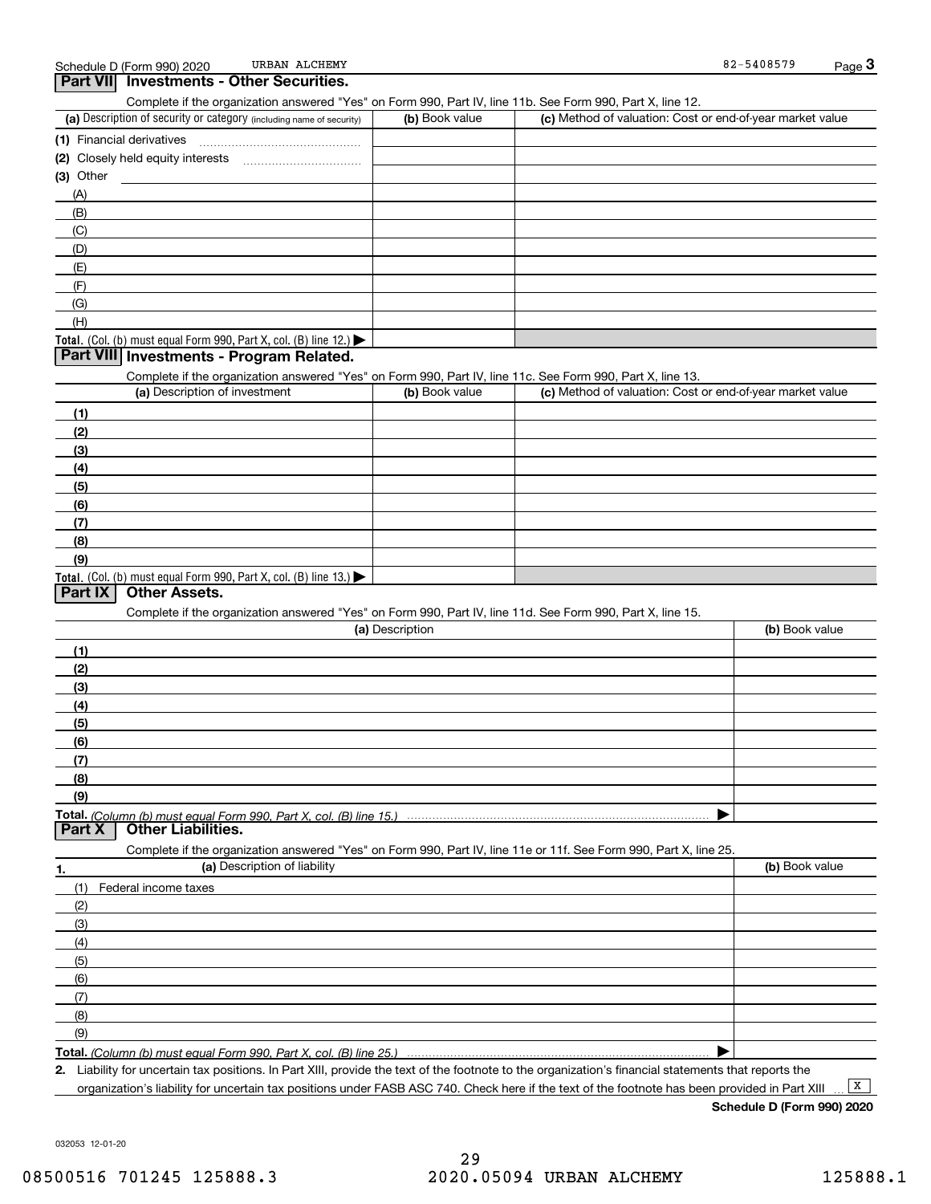Schedule D (Form 990) 2020 URBAN ALCHEMY 82-5408579

## Part VII Investments - Other Securities.

Complete if the organization answered "Yes" on Form 990, Part IV, line 11b. See Form 990, Part X, line 12.

| (a) Description of security or category (including name of security) | (b) Book value | (c) Method of valuation: Cost or end-of-year market value |
|---|---|---|
| (1) Financial derivatives | | |
| (2) Closely held equity interests | | |
| (3) Other | | |
| (A) | | |
| (B) | | |
| (C) | | |
| (D) | | |
| (E) | | |
| (F) | | |
| (G) | | |
| (H) | | |
| **Total.** (Col. (b) must equal Form 990, Part X, col. (B) line 12.) ▶ | | |

## Part VIII Investments - Program Related.

Complete if the organization answered "Yes" on Form 990, Part IV, line 11c. See Form 990, Part X, line 13.

| (a) Description of investment | (b) Book value | (c) Method of valuation: Cost or end-of-year market value |
|---|---|---|
| (1) | | |
| (2) | | |
| (3) | | |
| (4) | | |
| (5) | | |
| (6) | | |
| (7) | | |
| (8) | | |
| (9) | | |
| **Total.** (Col. (b) must equal Form 990, Part X, col. (B) line 13.) ▶ | | |

## Part IX Other Assets.

Complete if the organization answered "Yes" on Form 990, Part IV, line 11d. See Form 990, Part X, line 15.

| (a) Description | (b) Book value |
|---|---|
| (1) | |
| (2) | |
| (3) | |
| (4) | |
| (5) | |
| (6) | |
| (7) | |
| (8) | |
| (9) | |
| **Total.** *(Column (b) must equal Form 990, Part X, col. (B) line 15.)* ▶ | |

## Part X Other Liabilities.

Complete if the organization answered "Yes" on Form 990, Part IV, line 11e or 11f. See Form 990, Part X, line 25.

| 1. (a) Description of liability | (b) Book value |
|---|---|
| (1) Federal income taxes | |
| (2) | |
| (3) | |
| (4) | |
| (5) | |
| (6) | |
| (7) | |
| (8) | |
| (9) | |
| **Total.** *(Column (b) must equal Form 990, Part X, col. (B) line 25.)* ▶ | |

**2.** Liability for uncertain tax positions. In Part XIII, provide the text of the footnote to the organization's financial statements that reports the organization's liability for uncertain tax positions under FASB ASC 740. Check here if the text of the footnote has been provided in Part XIII ... [X]

**Schedule D (Form 990) 2020**

032053 12-01-20

08500516 701245 125888.3 2020.05094 URBAN ALCHEMY 125888.1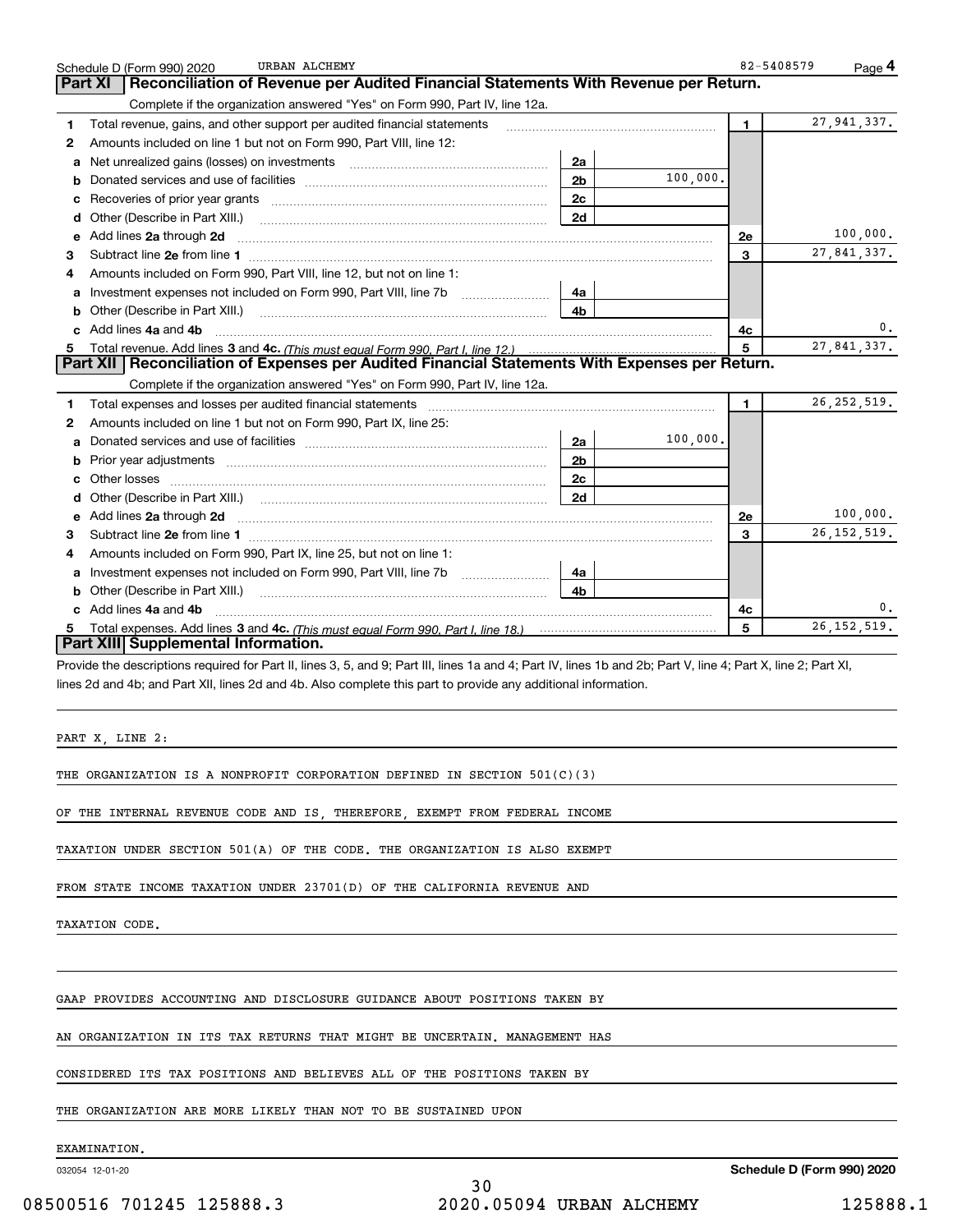Schedule D (Form 990) 2020 URBAN ALCHEMY 82-5408579 Page **4**

## Part XI Reconciliation of Revenue per Audited Financial Statements With Revenue per Return.

Complete if the organization answered "Yes" on Form 990, Part IV, line 12a.

| | | | | | |
|---|---|---|---|---|---|
| 1 | Total revenue, gains, and other support per audited financial statements | | | 1 | 27,941,337. |
| 2 | Amounts included on line 1 but not on Form 990, Part VIII, line 12: | | | | |
| a | Net unrealized gains (losses) on investments | 2a | | | |
| b | Donated services and use of facilities | 2b | 100,000. | | |
| c | Recoveries of prior year grants | 2c | | | |
| d | Other (Describe in Part XIII.) | 2d | | | |
| e | Add lines **2a** through **2d** | | | 2e | 100,000. |
| 3 | Subtract line **2e** from line **1** | | | 3 | 27,841,337. |
| 4 | Amounts included on Form 990, Part VIII, line 12, but not on line 1: | | | | |
| a | Investment expenses not included on Form 990, Part VIII, line 7b | 4a | | | |
| b | Other (Describe in Part XIII.) | 4b | | | |
| c | Add lines **4a** and **4b** | | | 4c | 0. |
| 5 | Total revenue. Add lines **3** and **4c.** *(This must equal Form 990, Part I, line 12.)* | | | 5 | 27,841,337. |

## Part XII Reconciliation of Expenses per Audited Financial Statements With Expenses per Return.

Complete if the organization answered "Yes" on Form 990, Part IV, line 12a.

| | | | | | |
|---|---|---|---|---|---|
| 1 | Total expenses and losses per audited financial statements | | | 1 | 26,252,519. |
| 2 | Amounts included on line 1 but not on Form 990, Part IX, line 25: | | | | |
| a | Donated services and use of facilities | 2a | 100,000. | | |
| b | Prior year adjustments | 2b | | | |
| c | Other losses | 2c | | | |
| d | Other (Describe in Part XIII.) | 2d | | | |
| e | Add lines **2a** through **2d** | | | 2e | 100,000. |
| 3 | Subtract line **2e** from line **1** | | | 3 | 26,152,519. |
| 4 | Amounts included on Form 990, Part IX, line 25, but not on line 1: | | | | |
| a | Investment expenses not included on Form 990, Part VIII, line 7b | 4a | | | |
| b | Other (Describe in Part XIII.) | 4b | | | |
| c | Add lines **4a** and **4b** | | | 4c | 0. |
| 5 | Total expenses. Add lines **3** and **4c.** *(This must equal Form 990, Part I, line 18.)* | | | 5 | 26,152,519. |

## Part XIII Supplemental Information.

Provide the descriptions required for Part II, lines 3, 5, and 9; Part III, lines 1a and 4; Part IV, lines 1b and 2b; Part V, line 4; Part X, line 2; Part XI, lines 2d and 4b; and Part XII, lines 2d and 4b. Also complete this part to provide any additional information.

PART X, LINE 2:

THE ORGANIZATION IS A NONPROFIT CORPORATION DEFINED IN SECTION 501(C)(3) OF THE INTERNAL REVENUE CODE AND IS, THEREFORE, EXEMPT FROM FEDERAL INCOME TAXATION UNDER SECTION 501(A) OF THE CODE. THE ORGANIZATION IS ALSO EXEMPT FROM STATE INCOME TAXATION UNDER 23701(D) OF THE CALIFORNIA REVENUE AND TAXATION CODE.

GAAP PROVIDES ACCOUNTING AND DISCLOSURE GUIDANCE ABOUT POSITIONS TAKEN BY AN ORGANIZATION IN ITS TAX RETURNS THAT MIGHT BE UNCERTAIN. MANAGEMENT HAS CONSIDERED ITS TAX POSITIONS AND BELIEVES ALL OF THE POSITIONS TAKEN BY THE ORGANIZATION ARE MORE LIKELY THAN NOT TO BE SUSTAINED UPON EXAMINATION.

032054 12-01-20 **Schedule D (Form 990) 2020**

08500516 701245 125888.3 2020.05094 URBAN ALCHEMY 125888.1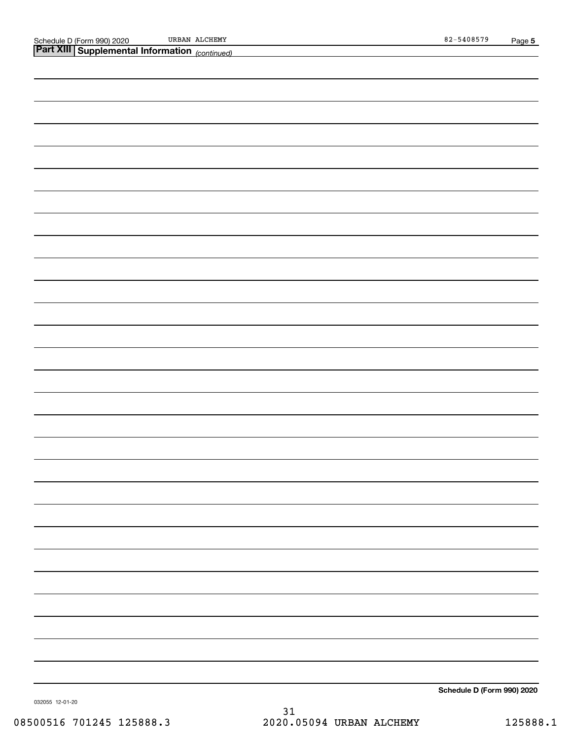## Part XIII Supplemental Information *(continued)*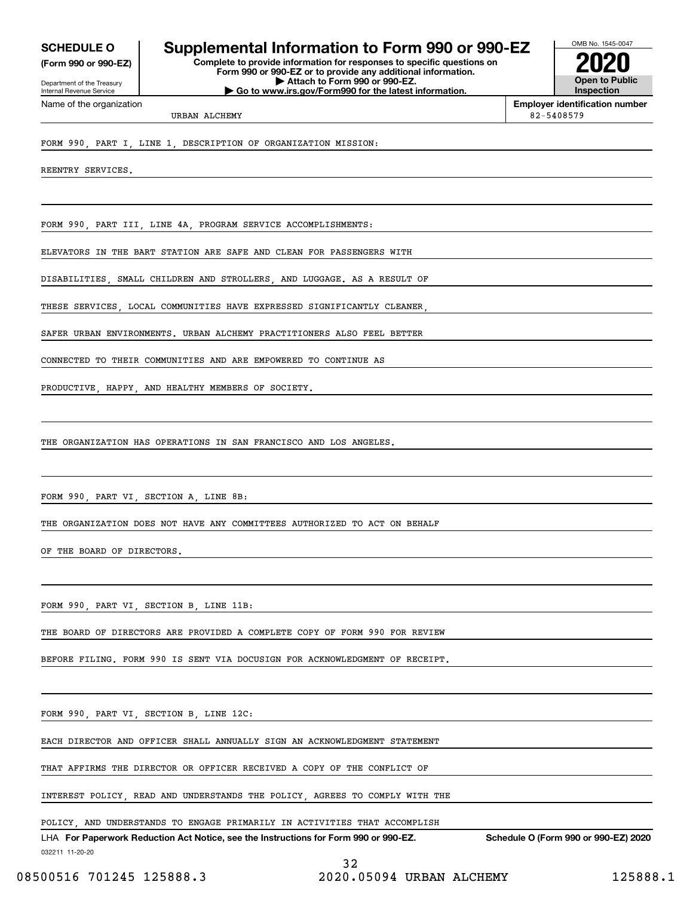**SCHEDULE O** (Form 990 or 990-EZ)

Department of the Treasury
Internal Revenue Service

# Supplemental Information to Form 990 or 990-EZ

**Complete to provide information for responses to specific questions on Form 990 or 990-EZ or to provide any additional information.**
**▶ Attach to Form 990 or 990-EZ.**
**▶ Go to www.irs.gov/Form990 for the latest information.**

OMB No. 1545-0047

**2020**

**Open to Public Inspection**

Name of the organization: URBAN ALCHEMY

**Employer identification number:** 82-5408579

FORM 990, PART I, LINE 1, DESCRIPTION OF ORGANIZATION MISSION:

REENTRY SERVICES.

FORM 990, PART III, LINE 4A, PROGRAM SERVICE ACCOMPLISHMENTS:

ELEVATORS IN THE BART STATION ARE SAFE AND CLEAN FOR PASSENGERS WITH DISABILITIES, SMALL CHILDREN AND STROLLERS, AND LUGGAGE. AS A RESULT OF THESE SERVICES, LOCAL COMMUNITIES HAVE EXPRESSED SIGNIFICANTLY CLEANER, SAFER URBAN ENVIRONMENTS. URBAN ALCHEMY PRACTITIONERS ALSO FEEL BETTER CONNECTED TO THEIR COMMUNITIES AND ARE EMPOWERED TO CONTINUE AS PRODUCTIVE, HAPPY, AND HEALTHY MEMBERS OF SOCIETY.

THE ORGANIZATION HAS OPERATIONS IN SAN FRANCISCO AND LOS ANGELES.

FORM 990, PART VI, SECTION A, LINE 8B:

THE ORGANIZATION DOES NOT HAVE ANY COMMITTEES AUTHORIZED TO ACT ON BEHALF OF THE BOARD OF DIRECTORS.

FORM 990, PART VI, SECTION B, LINE 11B:

THE BOARD OF DIRECTORS ARE PROVIDED A COMPLETE COPY OF FORM 990 FOR REVIEW BEFORE FILING. FORM 990 IS SENT VIA DOCUSIGN FOR ACKNOWLEDGMENT OF RECEIPT.

FORM 990, PART VI, SECTION B, LINE 12C:

EACH DIRECTOR AND OFFICER SHALL ANNUALLY SIGN AN ACKNOWLEDGMENT STATEMENT THAT AFFIRMS THE DIRECTOR OR OFFICER RECEIVED A COPY OF THE CONFLICT OF INTEREST POLICY, READ AND UNDERSTANDS THE POLICY, AGREES TO COMPLY WITH THE POLICY, AND UNDERSTANDS TO ENGAGE PRIMARILY IN ACTIVITIES THAT ACCOMPLISH

LHA **For Paperwork Reduction Act Notice, see the Instructions for Form 990 or 990-EZ.** **Schedule O (Form 990 or 990-EZ) 2020**

032211 11-20-20

08500516 701245 125888.3 2020.05094 URBAN ALCHEMY 125888.1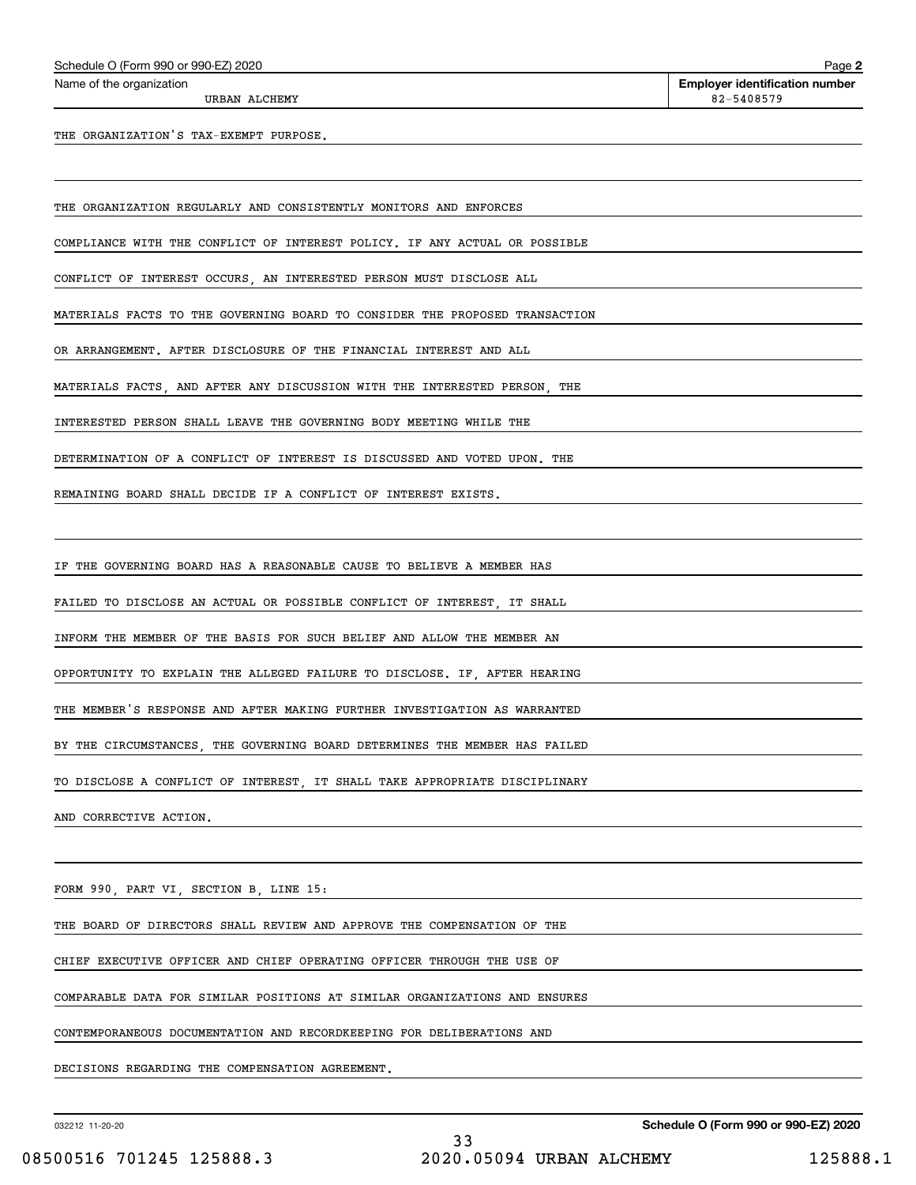Schedule O (Form 990 or 990-EZ) 2020

Name of the organization: URBAN ALCHEMY

**Employer identification number:** 82-5408579

THE ORGANIZATION'S TAX-EXEMPT PURPOSE.

THE ORGANIZATION REGULARLY AND CONSISTENTLY MONITORS AND ENFORCES COMPLIANCE WITH THE CONFLICT OF INTEREST POLICY. IF ANY ACTUAL OR POSSIBLE CONFLICT OF INTEREST OCCURS, AN INTERESTED PERSON MUST DISCLOSE ALL MATERIALS FACTS TO THE GOVERNING BOARD TO CONSIDER THE PROPOSED TRANSACTION OR ARRANGEMENT. AFTER DISCLOSURE OF THE FINANCIAL INTEREST AND ALL MATERIALS FACTS, AND AFTER ANY DISCUSSION WITH THE INTERESTED PERSON, THE INTERESTED PERSON SHALL LEAVE THE GOVERNING BODY MEETING WHILE THE DETERMINATION OF A CONFLICT OF INTEREST IS DISCUSSED AND VOTED UPON. THE REMAINING BOARD SHALL DECIDE IF A CONFLICT OF INTEREST EXISTS.

IF THE GOVERNING BOARD HAS A REASONABLE CAUSE TO BELIEVE A MEMBER HAS FAILED TO DISCLOSE AN ACTUAL OR POSSIBLE CONFLICT OF INTEREST, IT SHALL INFORM THE MEMBER OF THE BASIS FOR SUCH BELIEF AND ALLOW THE MEMBER AN OPPORTUNITY TO EXPLAIN THE ALLEGED FAILURE TO DISCLOSE. IF, AFTER HEARING THE MEMBER'S RESPONSE AND AFTER MAKING FURTHER INVESTIGATION AS WARRANTED BY THE CIRCUMSTANCES, THE GOVERNING BOARD DETERMINES THE MEMBER HAS FAILED TO DISCLOSE A CONFLICT OF INTEREST, IT SHALL TAKE APPROPRIATE DISCIPLINARY AND CORRECTIVE ACTION.

FORM 990, PART VI, SECTION B, LINE 15:

THE BOARD OF DIRECTORS SHALL REVIEW AND APPROVE THE COMPENSATION OF THE CHIEF EXECUTIVE OFFICER AND CHIEF OPERATING OFFICER THROUGH THE USE OF COMPARABLE DATA FOR SIMILAR POSITIONS AT SIMILAR ORGANIZATIONS AND ENSURES CONTEMPORANEOUS DOCUMENTATION AND RECORDKEEPING FOR DELIBERATIONS AND DECISIONS REGARDING THE COMPENSATION AGREEMENT.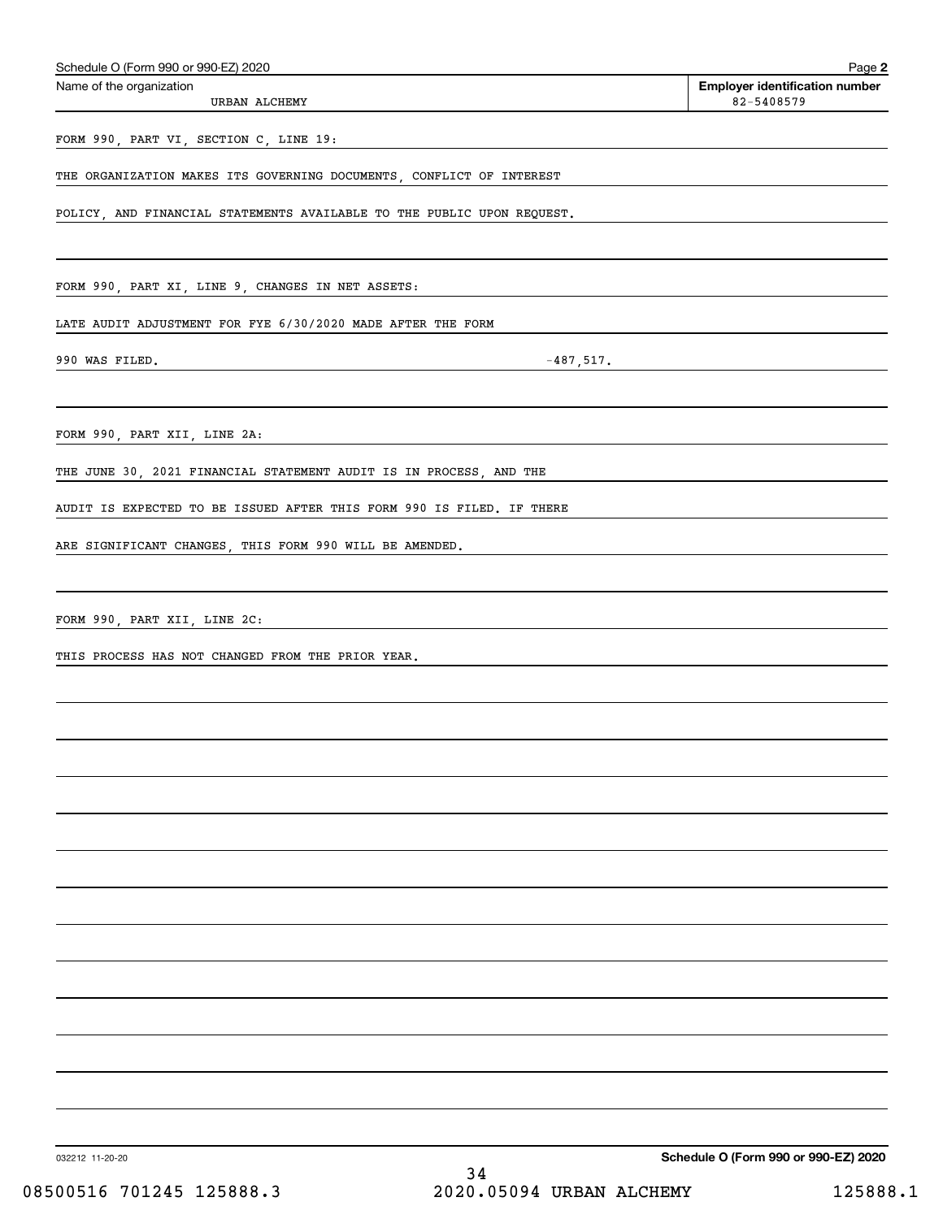Schedule O (Form 990 or 990-EZ) 2020 Page **2**

| Name of the organization | Employer identification number |
|---|---|
| URBAN ALCHEMY | 82-5408579 |

FORM 990, PART VI, SECTION C, LINE 19:

THE ORGANIZATION MAKES ITS GOVERNING DOCUMENTS, CONFLICT OF INTEREST POLICY, AND FINANCIAL STATEMENTS AVAILABLE TO THE PUBLIC UPON REQUEST.

FORM 990, PART XI, LINE 9, CHANGES IN NET ASSETS:

LATE AUDIT ADJUSTMENT FOR FYE 6/30/2020 MADE AFTER THE FORM 990 WAS FILED. -487,517.

FORM 990, PART XII, LINE 2A:

THE JUNE 30, 2021 FINANCIAL STATEMENT AUDIT IS IN PROCESS, AND THE AUDIT IS EXPECTED TO BE ISSUED AFTER THIS FORM 990 IS FILED. IF THERE ARE SIGNIFICANT CHANGES, THIS FORM 990 WILL BE AMENDED.

FORM 990, PART XII, LINE 2C:

THIS PROCESS HAS NOT CHANGED FROM THE PRIOR YEAR.

032212 11-20-20 **Schedule O (Form 990 or 990-EZ) 2020**

08500516 701245 125888.3 2020.05094 URBAN ALCHEMY 125888.1